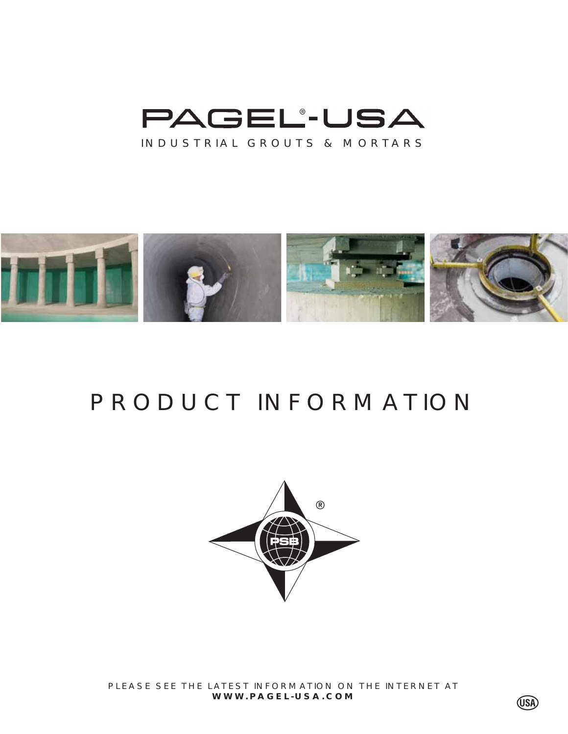# PAGEL®-USA

INDUSTRIAL GROUTS & MORTARS

# PRODUCT INFORMATION

PSB®

PLEASE SEE THE LATEST INFORMATION ON THE INTERNET AT
**WWW.PAGEL-USA.COM**

USA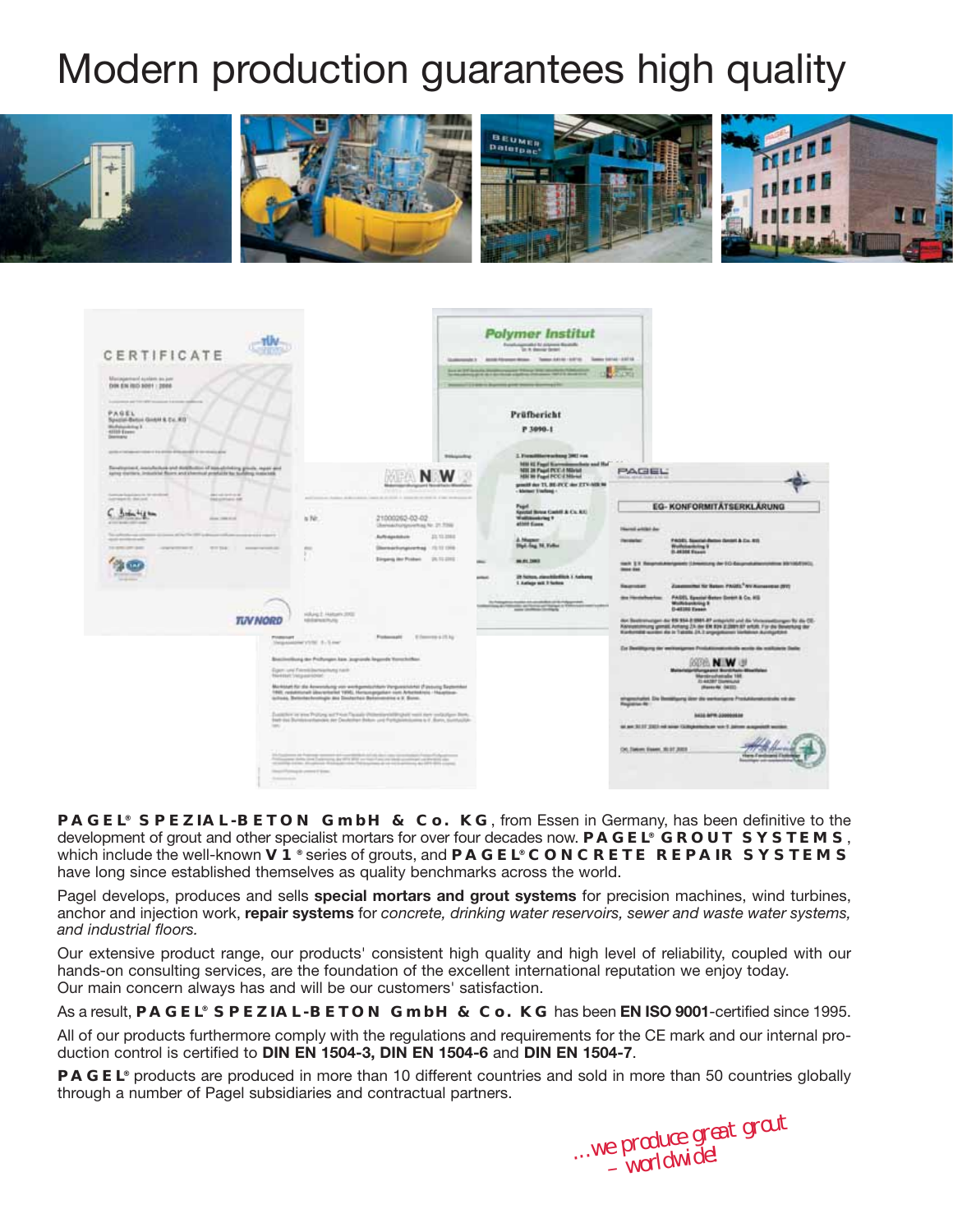# Modern production guarantees high quality

**PAGEL® SPEZIAL-BETON GmbH & Co. KG**, from Essen in Germany, has been definitive to the development of grout and other specialist mortars for over four decades now. **PAGEL® GROUT SYSTEMS**, which include the well-known **V1®** series of grouts, and **PAGEL® CONCRETE REPAIR SYSTEMS** have long since established themselves as quality benchmarks across the world.

Pagel develops, produces and sells **special mortars and grout systems** for precision machines, wind turbines, anchor and injection work, **repair systems** for *concrete, drinking water reservoirs, sewer and waste water systems, and industrial floors.*

Our extensive product range, our products' consistent high quality and high level of reliability, coupled with our hands-on consulting services, are the foundation of the excellent international reputation we enjoy today. Our main concern always has and will be our customers' satisfaction.

As a result, **PAGEL® SPEZIAL-BETON GmbH & Co. KG** has been **EN ISO 9001**-certified since 1995.

All of our products furthermore comply with the regulations and requirements for the CE mark and our internal production control is certified to **DIN EN 1504-3, DIN EN 1504-6** and **DIN EN 1504-7**.

**PAGEL®** products are produced in more than 10 different countries and sold in more than 50 countries globally through a number of Pagel subsidiaries and contractual partners.

*...we produce great grout – worldwide!*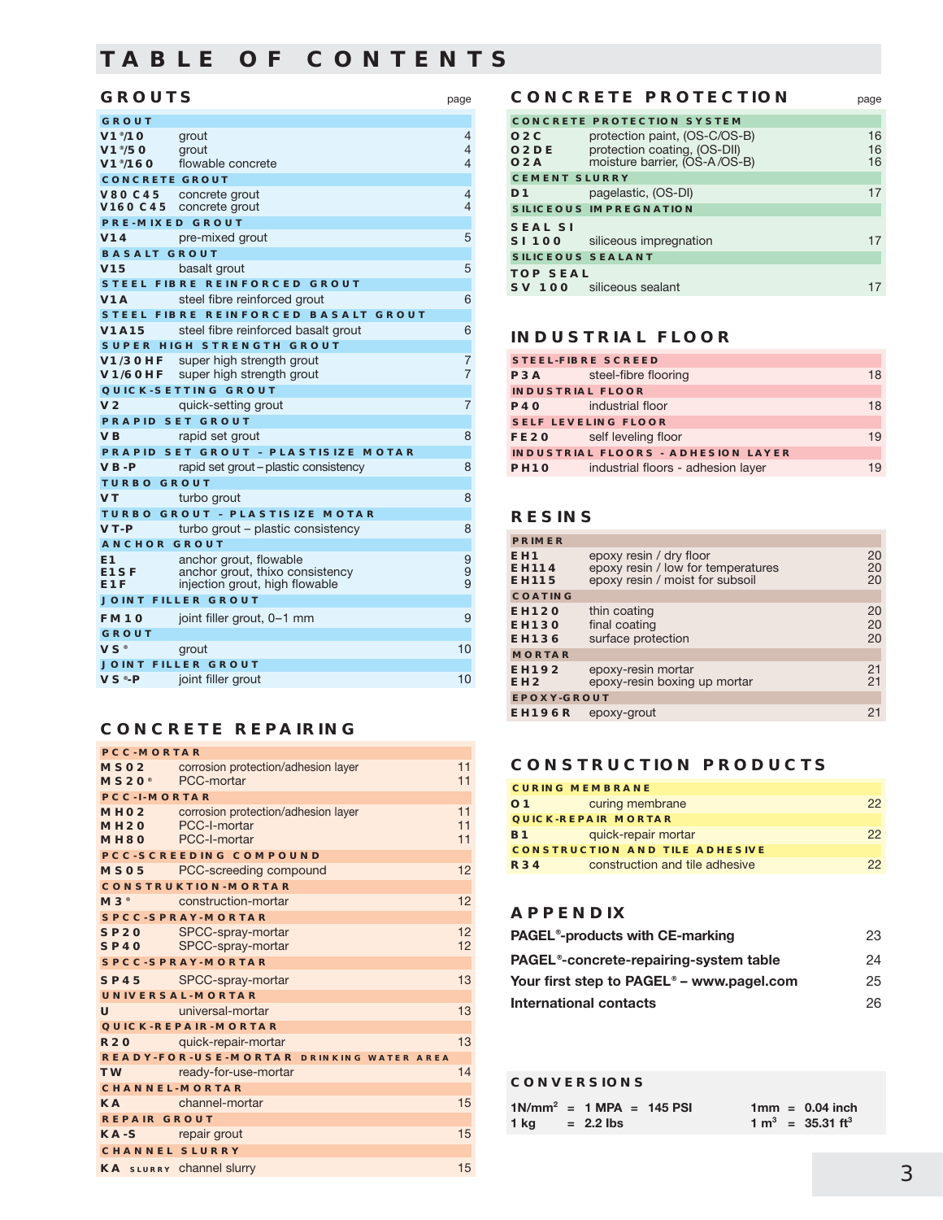# TABLE OF CONTENTS

## GROUTS

| | | page |
|---|---|---|
| **GROUT** | | |
| V1®/10 | grout | 4 |
| V1®/50 | grout | 4 |
| V1®/160 | flowable concrete | 4 |
| **CONCRETE GROUT** | | |
| V80 C45 | concrete grout | 4 |
| V160 C45 | concrete grout | 4 |
| **PRE-MIXED GROUT** | | |
| V14 | pre-mixed grout | 5 |
| **BASALT GROUT** | | |
| V15 | basalt grout | 5 |
| **STEEL FIBRE REINFORCED GROUT** | | |
| V1A | steel fibre reinforced grout | 6 |
| **STEEL FIBRE REINFORCED BASALT GROUT** | | |
| V1A15 | steel fibre reinforced basalt grout | 6 |
| **SUPER HIGH STRENGTH GROUT** | | |
| V1/30HF | super high strength grout | 7 |
| V1/60HF | super high strength grout | 7 |
| **QUICK-SETTING GROUT** | | |
| V2 | quick-setting grout | 7 |
| **PRAPID SET GROUT** | | |
| VB | rapid set grout | 8 |
| **PRAPID SET GROUT - PLASTISIZE MOTAR** | | |
| VB-P | rapid set grout – plastic consistency | 8 |
| **TURBO GROUT** | | |
| VT | turbo grout | 8 |
| **TURBO GROUT - PLASTISIZE MOTAR** | | |
| VT-P | turbo grout – plastic consistency | 8 |
| **ANCHOR GROUT** | | |
| E1 | anchor grout, flowable | 9 |
| E1SF | anchor grout, thixo consistency | 9 |
| E1F | injection grout, high flowable | 9 |
| **JOINT FILLER GROUT** | | |
| FM10 | joint filler grout, 0–1 mm | 9 |
| **GROUT** | | |
| VS® | grout | 10 |
| **JOINT FILLER GROUT** | | |
| VS®-P | joint filler grout | 10 |

## CONCRETE REPAIRING

| | | |
|---|---|---|
| **PCC-MORTAR** | | |
| MS02 | corrosion protection/adhesion layer | 11 |
| MS20® | PCC-mortar | 11 |
| **PCC-I-MORTAR** | | |
| MH02 | corrosion protection/adhesion layer | 11 |
| MH20 | PCC-I-mortar | 11 |
| MH80 | PCC-I-mortar | 11 |
| **PCC-SCREEDING COMPOUND** | | |
| MS05 | PCC-screeding compound | 12 |
| **CONSTRUKTION-MORTAR** | | |
| M3® | construction-mortar | 12 |
| **SPCC-SPRAY-MORTAR** | | |
| SP20 | SPCC-spray-mortar | 12 |
| SP40 | SPCC-spray-mortar | 12 |
| **SPCC-SPRAY-MORTAR** | | |
| SP45 | SPCC-spray-mortar | 13 |
| **UNIVERSAL-MORTAR** | | |
| U | universal-mortar | 13 |
| **QUICK-REPAIR-MORTAR** | | |
| R20 | quick-repair-mortar | 13 |
| **READY-FOR-USE-MORTAR DRINKING WATER AREA** | | |
| TW | ready-for-use-mortar | 14 |
| **CHANNEL-MORTAR** | | |
| KA | channel-mortar | 15 |
| **REPAIR GROUT** | | |
| KA-S | repair grout | 15 |
| **CHANNEL SLURRY** | | |
| KA SLURRY | channel slurry | 15 |

## CONCRETE PROTECTION

| | | page |
|---|---|---|
| **CONCRETE PROTECTION SYSTEM** | | |
| O2C | protection paint, (OS-C/OS-B) | 16 |
| O2DE | protection coating, (OS-DII) | 16 |
| O2A | moisture barrier, (OS-A/OS-B) | 16 |
| **CEMENT SLURRY** | | |
| D1 | pagelastic, (OS-DI) | 17 |
| **SILICEOUS IMPREGNATION** | | |
| **SEAL SI** | | |
| SI 100 | siliceous impregnation | 17 |
| **SILICEOUS SEALANT** | | |
| **TOP SEAL** | | |
| SV 100 | siliceous sealant | 17 |

## INDUSTRIAL FLOOR

| | | |
|---|---|---|
| **STEEL-FIBRE SCREED** | | |
| P3A | steel-fibre flooring | 18 |
| **INDUSTRIAL FLOOR** | | |
| P40 | industrial floor | 18 |
| **SELF LEVELING FLOOR** | | |
| FE20 | self leveling floor | 19 |
| **INDUSTRIAL FLOORS - ADHESION LAYER** | | |
| PH10 | industrial floors - adhesion layer | 19 |

## RESINS

| | | |
|---|---|---|
| **PRIMER** | | |
| EH1 | epoxy resin / dry floor | 20 |
| EH114 | epoxy resin / low for temperatures | 20 |
| EH115 | epoxy resin / moist for subsoil | 20 |
| **COATING** | | |
| EH120 | thin coating | 20 |
| EH130 | final coating | 20 |
| EH136 | surface protection | 20 |
| **MORTAR** | | |
| EH192 | epoxy-resin mortar | 21 |
| EH2 | epoxy-resin boxing up mortar | 21 |
| **EPOXY-GROUT** | | |
| EH196R | epoxy-grout | 21 |

## CONSTRUCTION PRODUCTS

| | | |
|---|---|---|
| **CURING MEMBRANE** | | |
| O1 | curing membrane | 22 |
| **QUICK-REPAIR MORTAR** | | |
| B1 | quick-repair mortar | 22 |
| **CONSTRUCTION AND TILE ADHESIVE** | | |
| R34 | construction and tile adhesive | 22 |

## APPENDIX

| | |
|---|---|
| **PAGEL®-products with CE-marking** | 23 |
| **PAGEL®-concrete-repairing-system table** | 24 |
| **Your first step to PAGEL® – www.pagel.com** | 25 |
| **International contacts** | 26 |

## CONVERSIONS

**1N/mm² = 1 MPA = 145 PSI**  
**1 kg = 2.2 lbs**  
**1mm = 0.04 inch**  
**1 m³ = 35.31 ft³**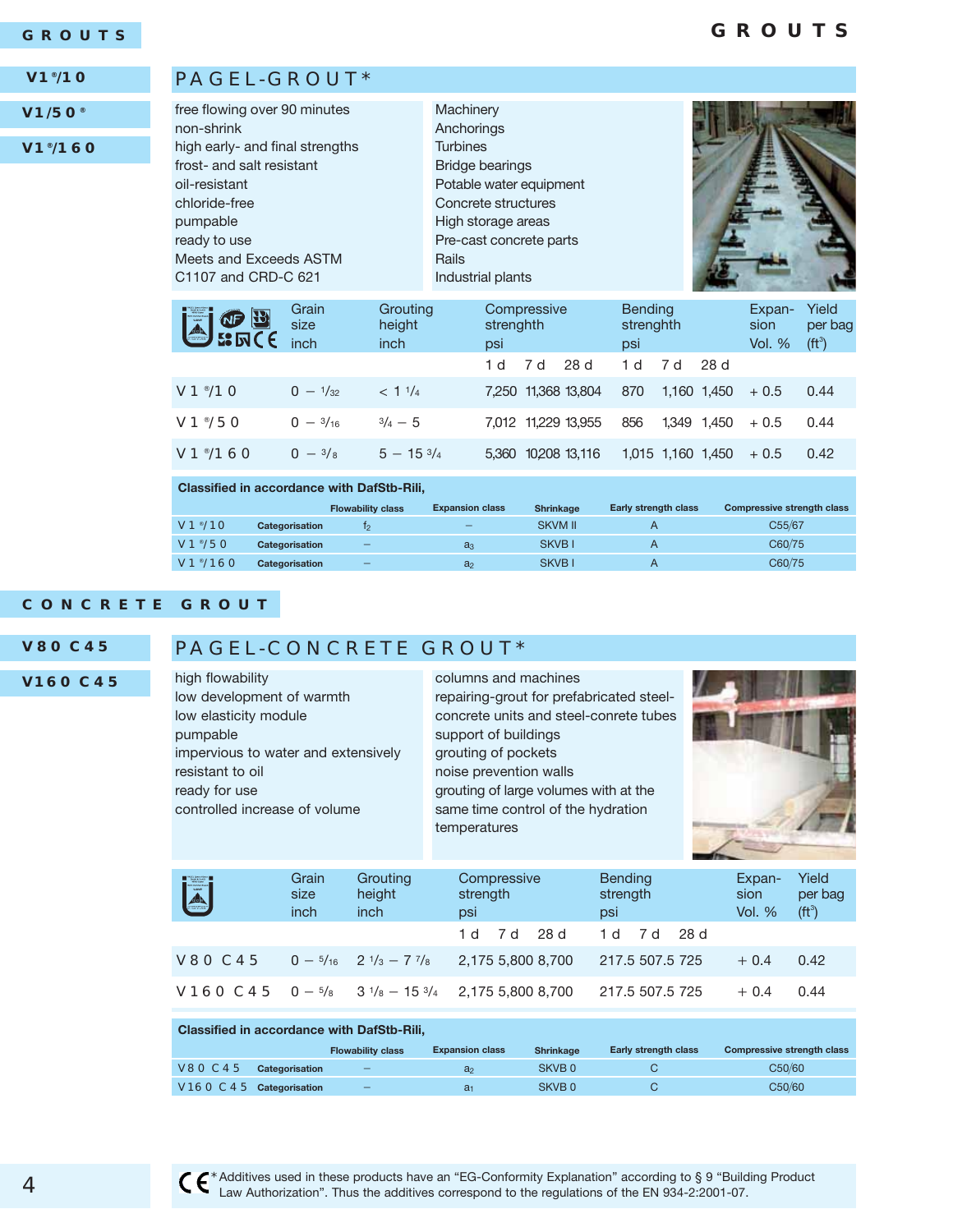# GROUTS

V1®/10

V1/50®

V1®/160

## PAGEL-GROUT*

- free flowing over 90 minutes
- non-shrink
- high early- and final strengths
- frost- and salt resistant
- oil-resistant
- chloride-free
- pumpable
- ready to use
- Meets and Exceeds ASTM C1107 and CRD-C 621

- Machinery
- Anchorings
- Turbines
- Bridge bearings
- Potable water equipment
- Concrete structures
- High storage areas
- Pre-cast concrete parts
- Rails
- Industrial plants

| | Grain size inch | Grouting height inch | Compressive strenghth psi | | | Bending strenghth psi | | | Expansion Vol. % | Yield per bag (ft³) |
|---|---|---|---|---|---|---|---|---|---|---|
| | | | 1 d | 7 d | 28 d | 1 d | 7 d | 28 d | | |
| V1®/10 | 0 – 1/32 | < 1 1/4 | 7,250 | 11,368 | 13,804 | 870 | 1,160 | 1,450 | + 0.5 | 0.44 |
| V1®/50 | 0 – 3/16 | 3/4 – 5 | 7,012 | 11,229 | 13,955 | 856 | 1,349 | 1,450 | + 0.5 | 0.44 |
| V1®/160 | 0 – 3/8 | 5 – 15 3/4 | 5,360 | 10208 | 13,116 | 1,015 | 1,160 | 1,450 | + 0.5 | 0.42 |

**Classified in accordance with DafStb-Rili,**

| | | Flowability class | Expansion class | Shrinkage | Early strength class | Compressive strength class |
|---|---|---|---|---|---|---|
| V1®/10 | Categorisation | $f_2$ | – | SKVM II | A | C55/67 |
| V1®/50 | Categorisation | – | $a_3$ | SKVB I | A | C60/75 |
| V1®/160 | Categorisation | – | $a_2$ | SKVB I | A | C60/75 |

# CONCRETE GROUT

V80 C45

V160 C45

## PAGEL-CONCRETE GROUT*

- high flowability
- low development of warmth
- low elasticity module
- pumpable
- impervious to water and extensively resistant to oil
- ready for use
- controlled increase of volume

- columns and machines
- repairing-grout for prefabricated steel-concrete units and steel-conrete tubes
- support of buildings
- grouting of pockets
- noise prevention walls
- grouting of large volumes with at the same time control of the hydration temperatures

| | Grain size inch | Grouting height inch | Compressive strength psi | | | Bending strength psi | | | Expansion Vol. % | Yield per bag (ft³) |
|---|---|---|---|---|---|---|---|---|---|---|
| | | | 1 d | 7 d | 28 d | 1 d | 7 d | 28 d | | |
| V80 C45 | 0 – 5/16 | 2 1/3 – 7 7/8 | 2,175 | 5,800 | 8,700 | 217.5 | 507.5 | 725 | + 0.4 | 0.42 |
| V160 C45 | 0 – 5/8 | 3 1/8 – 15 3/4 | 2,175 | 5,800 | 8,700 | 217.5 | 507.5 | 725 | + 0.4 | 0.44 |

**Classified in accordance with DafStb-Rili,**

| | | Flowability class | Expansion class | Shrinkage | Early strength class | Compressive strength class |
|---|---|---|---|---|---|---|
| V80 C45 | Categorisation | – | $a_2$ | SKVB 0 | C | C50/60 |
| V160 C45 | Categorisation | – | $a_1$ | SKVB 0 | C | C50/60 |

CE * Additives used in these products have an "EG-Conformity Explanation" according to § 9 "Building Product Law Authorization". Thus the additives correspond to the regulations of the EN 934-2:2001-07.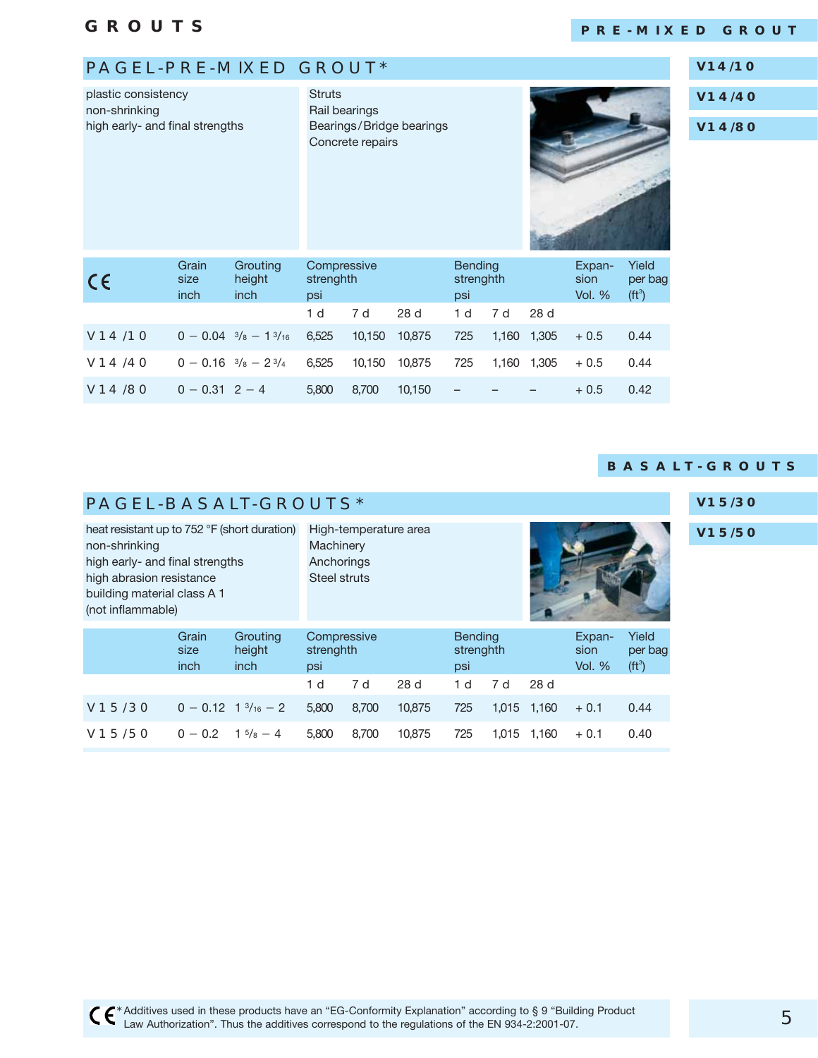# GROUTS

## PRE-MIXED GROUT

### PAGEL-PRE-MIXED GROUT*

V14/10
V14/40
V14/80

plastic consistency
non-shrinking
high early- and final strengths

Struts
Rail bearings
Bearings/Bridge bearings
Concrete repairs

| CE | Grain size inch | Grouting height inch | Compressive strenghth psi | | | Bending strenghth psi | | | Expan-sion Vol. % | Yield per bag (ft³) |
|---|---|---|---|---|---|---|---|---|---|---|
| | | | 1 d | 7 d | 28 d | 1 d | 7 d | 28 d | | |
| V14/10 | 0 – 0.04 | 3/8 – 1 3/16 | 6,525 | 10,150 | 10,875 | 725 | 1,160 | 1,305 | + 0.5 | 0.44 |
| V14/40 | 0 – 0.16 | 3/8 – 2 3/4 | 6,525 | 10,150 | 10,875 | 725 | 1,160 | 1,305 | + 0.5 | 0.44 |
| V14/80 | 0 – 0.31 | 2 – 4 | 5,800 | 8,700 | 10,150 | – | – | – | + 0.5 | 0.42 |

## BASALT-GROUTS

### PAGEL-BASALT-GROUTS*

V15/30
V15/50

heat resistant up to 752 °F (short duration)
non-shrinking
high early- and final strengths
high abrasion resistance
building material class A 1
(not inflammable)

High-temperature area
Machinery
Anchorings
Steel struts

| | Grain size inch | Grouting height inch | Compressive strenghth psi | | | Bending strenghth psi | | | Expan-sion Vol. % | Yield per bag (ft³) |
|---|---|---|---|---|---|---|---|---|---|---|
| | | | 1 d | 7 d | 28 d | 1 d | 7 d | 28 d | | |
| V15/30 | 0 – 0.12 | 1 3/16 – 2 | 5,800 | 8,700 | 10,875 | 725 | 1,015 | 1,160 | + 0.1 | 0.44 |
| V15/50 | 0 – 0.2 | 1 5/8 – 4 | 5,800 | 8,700 | 10,875 | 725 | 1,015 | 1,160 | + 0.1 | 0.40 |

CE * Additives used in these products have an "EG-Conformity Explanation" according to § 9 "Building Product Law Authorization". Thus the additives correspond to the regulations of the EN 934-2:2001-07.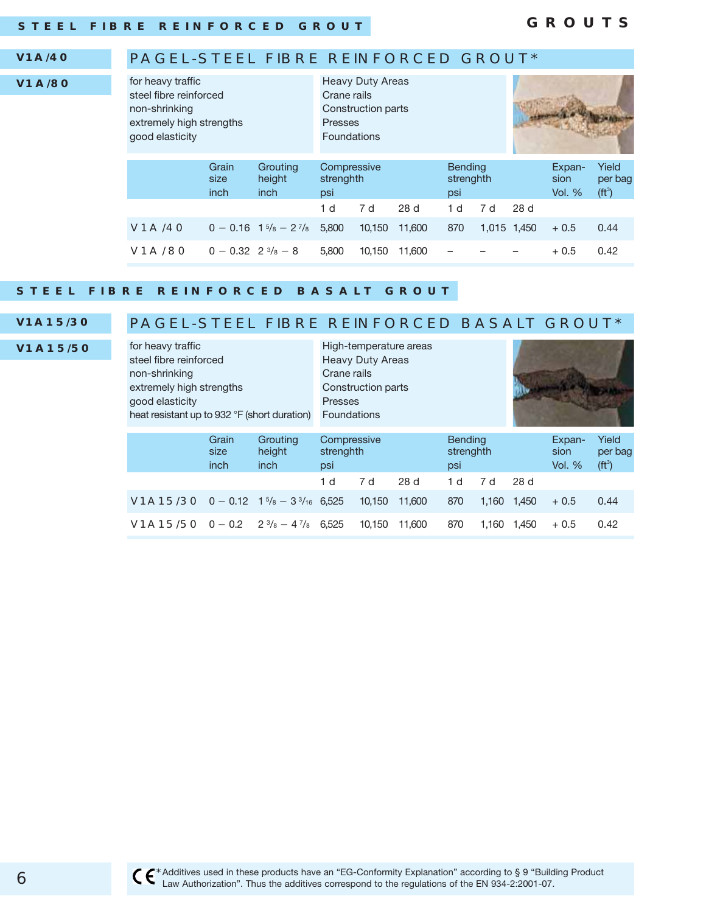## STEEL FIBRE REINFORCED GROUT

### PAGEL-STEEL FIBRE REINFORCED GROUT*

**V1A/40**

**V1A/80**

- for heavy traffic
- steel fibre reinforced
- non-shrinking
- extremely high strengths
- good elasticity

- Heavy Duty Areas
- Crane rails
- Construction parts
- Presses
- Foundations

| | Grain size inch | Grouting height inch | Compressive strenghth psi | | | Bending strenghth psi | | | Expan-sion Vol. % | Yield per bag (ft³) |
|---|---|---|---|---|---|---|---|---|---|---|
| | | | 1 d | 7 d | 28 d | 1 d | 7 d | 28 d | | |
| V1A /40 | 0 – 0.16 | 1 5/8 – 2 7/8 | 5,800 | 10,150 | 11,600 | 870 | 1,015 | 1,450 | + 0.5 | 0.44 |
| V1A /80 | 0 – 0.32 | 2 3/8 – 8 | 5,800 | 10,150 | 11,600 | – | – | – | + 0.5 | 0.42 |

## STEEL FIBRE REINFORCED BASALT GROUT

### PAGEL-STEEL FIBRE REINFORCED BASALT GROUT*

**V1A15/30**

**V1A15/50**

- for heavy traffic
- steel fibre reinforced
- non-shrinking
- extremely high strengths
- good elasticity
- heat resistant up to 932 °F (short duration)

- High-temperature areas
- Heavy Duty Areas
- Crane rails
- Construction parts
- Presses
- Foundations

| | Grain size inch | Grouting height inch | Compressive strenghth psi | | | Bending strenghth psi | | | Expan-sion Vol. % | Yield per bag (ft³) |
|---|---|---|---|---|---|---|---|---|---|---|
| | | | 1 d | 7 d | 28 d | 1 d | 7 d | 28 d | | |
| V1A15/30 | 0 – 0.12 | 1 5/8 – 3 3/16 | 6,525 | 10,150 | 11,600 | 870 | 1,160 | 1,450 | + 0.5 | 0.44 |
| V1A15/50 | 0 – 0.2 | 2 3/8 – 4 7/8 | 6,525 | 10,150 | 11,600 | 870 | 1,160 | 1,450 | + 0.5 | 0.42 |

CE * Additives used in these products have an "EG-Conformity Explanation" according to § 9 "Building Product Law Authorization". Thus the additives correspond to the regulations of the EN 934-2:2001-07.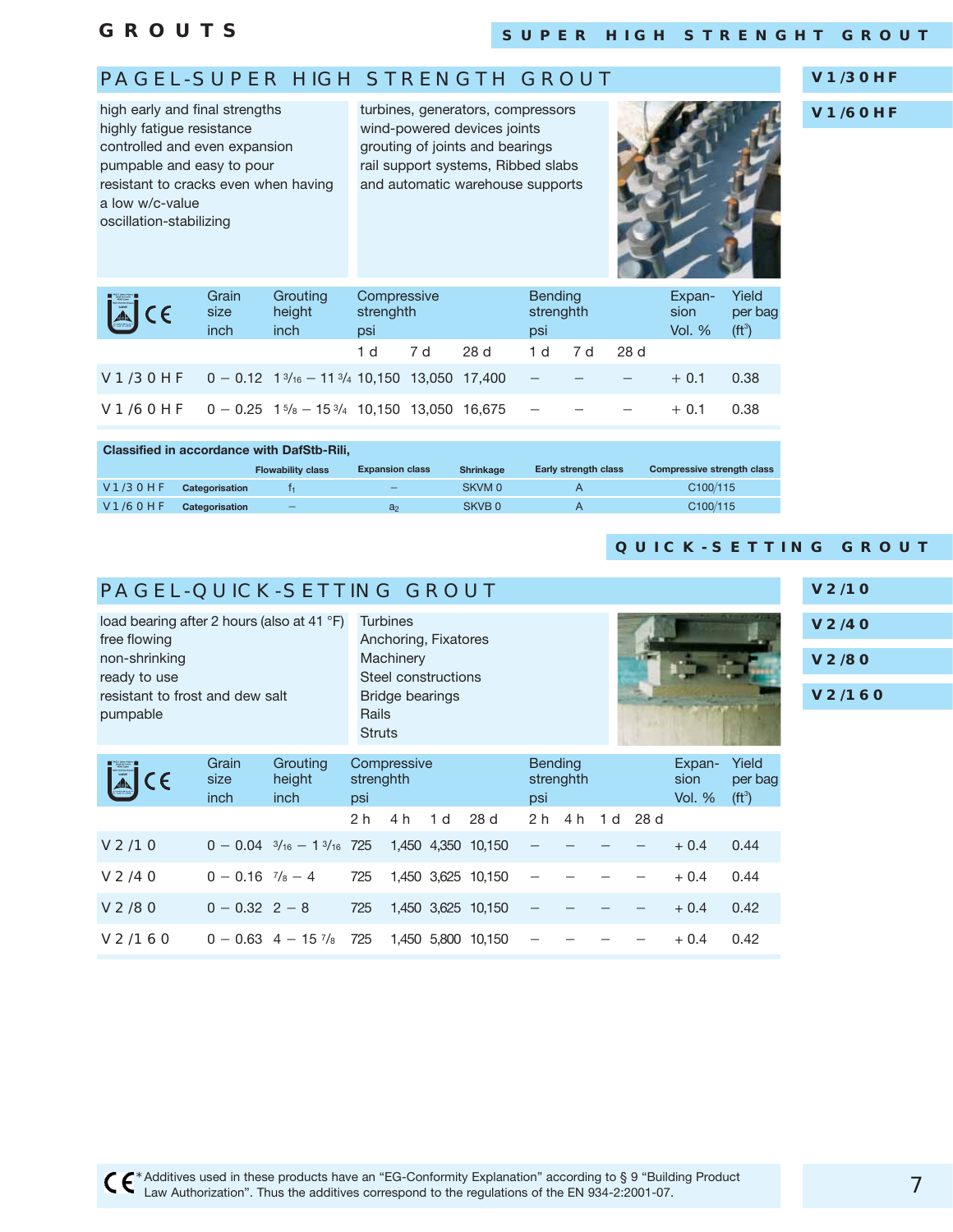# GROUTS

## SUPER HIGH STRENGHT GROUT

## PAGEL-SUPER HIGH STRENGTH GROUT

**V1/30HF**

**V1/60HF**

high early and final strengths
highly fatigue resistance
controlled and even expansion
pumpable and easy to pour
resistant to cracks even when having a low w/c-value
oscillation-stabilizing

turbines, generators, compressors
wind-powered devices joints
grouting of joints and bearings
rail support systems, Ribbed slabs
and automatic warehouse supports

| | Grain size inch | Grouting height inch | Compressive strenghth psi | | | Bending strenghth psi | | | Expansion Vol. % | Yield per bag (ft³) |
|---|---|---|---|---|---|---|---|---|---|---|
| | | | 1 d | 7 d | 28 d | 1 d | 7 d | 28 d | | |
| V1/30HF | 0 – 0.12 | 1 3/16 – 11 3/4 | 10,150 | 13,050 | 17,400 | – | – | – | + 0.1 | 0.38 |
| V1/60HF | 0 – 0.25 | 1 5/8 – 15 3/4 | 10,150 | 13,050 | 16,675 | – | – | – | + 0.1 | 0.38 |

| Classified in accordance with DafStb-Rili, | | Flowability class | Expansion class | Shrinkage | Early strength class | Compressive strength class |
|---|---|---|---|---|---|---|
| V1/30HF | Categorisation | $f_1$ | – | SKVM 0 | A | C100/115 |
| V1/60HF | Categorisation | – | $a_2$ | SKVB 0 | A | C100/115 |

## QUICK-SETTING GROUT

## PAGEL-QUICK-SETTING GROUT

**V2/10**

**V2/40**

**V2/80**

**V2/160**

load bearing after 2 hours (also at 41 °F)
free flowing
non-shrinking
ready to use
resistant to frost and dew salt
pumpable

Turbines
Anchoring, Fixatores
Machinery
Steel constructions
Bridge bearings
Rails
Struts

| | Grain size inch | Grouting height inch | Compressive strenghth psi | | | | Bending strenghth psi | | | | Expansion Vol. % | Yield per bag (ft³) |
|---|---|---|---|---|---|---|---|---|---|---|---|---|
| | | | 2 h | 4 h | 1 d | 28 d | 2 h | 4 h | 1 d | 28 d | | |
| V2/10 | 0 – 0.04 | 3/16 – 1 3/16 | 725 | 1,450 | 4,350 | 10,150 | – | – | – | – | + 0.4 | 0.44 |
| V2/40 | 0 – 0.16 | 7/8 – 4 | 725 | 1,450 | 3,625 | 10,150 | – | – | – | – | + 0.4 | 0.44 |
| V2/80 | 0 – 0.32 | 2 – 8 | 725 | 1,450 | 3,625 | 10,150 | – | – | – | – | + 0.4 | 0.42 |
| V2/160 | 0 – 0.63 | 4 – 15 7/8 | 725 | 1,450 | 5,800 | 10,150 | – | – | – | – | + 0.4 | 0.42 |

CE* Additives used in these products have an “EG-Conformity Explanation” according to § 9 “Building Product Law Authorization”. Thus the additives correspond to the regulations of the EN 934-2:2001-07.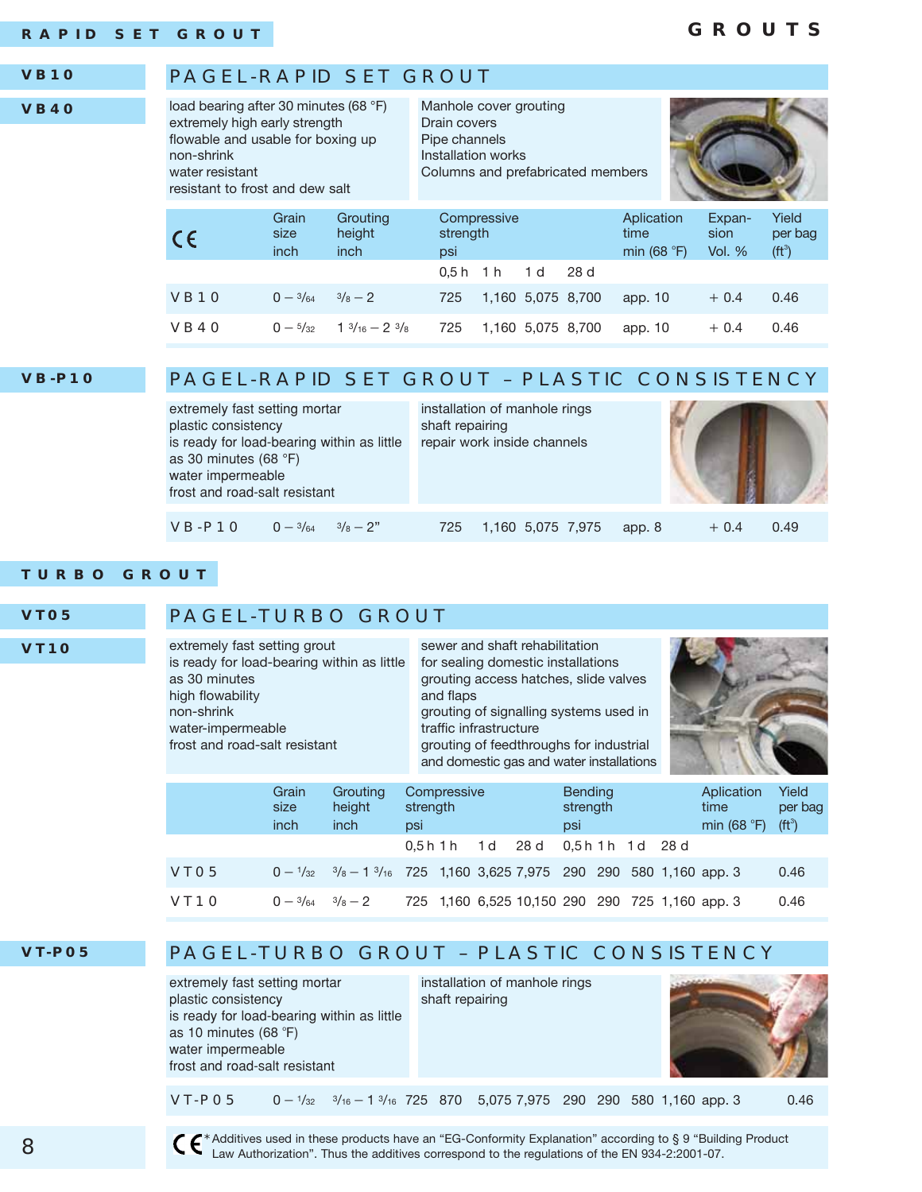# RAPID SET GROUT

## VB10 / VB40 — PAGEL-RAPID SET GROUT

load bearing after 30 minutes (68 °F)
extremely high early strength
flowable and usable for boxing up
non-shrink
water resistant
resistant to frost and dew salt

Manhole cover grouting
Drain covers
Pipe channels
Installation works
Columns and prefabricated members

| CE | Grain size inch | Grouting height inch | Compressive strength psi | | | | Aplication time min (68 °F) | Expansion Vol. % | Yield per bag (ft³) |
|---|---|---|---|---|---|---|---|---|---|
| | | | 0,5 h | 1 h | 1 d | 28 d | | | |
| VB10 | 0 – 3/64 | 3/8 – 2 | 725 | 1,160 | 5,075 | 8,700 | app. 10 | + 0.4 | 0.46 |
| VB40 | 0 – 5/32 | 1 3/16 – 2 3/8 | 725 | 1,160 | 5,075 | 8,700 | app. 10 | + 0.4 | 0.46 |

## VB-P10 — PAGEL-RAPID SET GROUT – PLASTIC CONSISTENCY

extremely fast setting mortar
plastic consistency
is ready for load-bearing within as little as 30 minutes (68 °F)
water impermeable
frost and road-salt resistant

installation of manhole rings
shaft repairing
repair work inside channels

| | Grain size inch | Grouting height inch | 0,5 h | 1 h | 1 d | 28 d | Aplication time min (68 °F) | Expansion Vol. % | Yield per bag (ft³) |
|---|---|---|---|---|---|---|---|---|---|
| VB-P10 | 0 – 3/64 | 3/8 – 2" | 725 | 1,160 | 5,075 | 7,975 | app. 8 | + 0.4 | 0.49 |

# TURBO GROUT

## VT05 / VT10 — PAGEL-TURBO GROUT

extremely fast setting grout
is ready for load-bearing within as little as 30 minutes
high flowability
non-shrink
water-impermeable
frost and road-salt resistant

sewer and shaft rehabilitation
for sealing domestic installations
grouting access hatches, slide valves and flaps
grouting of signalling systems used in traffic infrastructure
grouting of feedthroughs for industrial and domestic gas and water installations

| | Grain size inch | Grouting height inch | Compressive strength psi | | | | Bending strength psi | | | | Aplication time min (68 °F) | Yield per bag (ft³) |
|---|---|---|---|---|---|---|---|---|---|---|---|---|
| | | | 0,5 h | 1 h | 1 d | 28 d | 0,5 h | 1 h | 1 d | 28 d | | |
| VT05 | 0 – 1/32 | 3/8 – 1 3/16 | 725 | 1,160 | 3,625 | 7,975 | 290 | 290 | 580 | 1,160 | app. 3 | 0.46 |
| VT10 | 0 – 3/64 | 3/8 – 2 | 725 | 1,160 | 6,525 | 10,150 | 290 | 290 | 725 | 1,160 | app. 3 | 0.46 |

## VT-P05 — PAGEL-TURBO GROUT – PLASTIC CONSISTENCY

extremely fast setting mortar
plastic consistency
is ready for load-bearing within as little as 10 minutes (68 °F)
water impermeable
frost and road-salt resistant

installation of manhole rings
shaft repairing

| | Grain size inch | Grouting height inch | 0,5 h | 1 h | 1 d | 28 d | 0,5 h | 1 h | 1 d | 28 d | Aplication time min (68 °F) | Yield per bag (ft³) |
|---|---|---|---|---|---|---|---|---|---|---|---|---|
| VT-P05 | 0 – 1/32 | 3/16 – 1 3/16 | 725 | 870 | 5,075 | 7,975 | 290 | 290 | 580 | 1,160 | app. 3 | 0.46 |

CE *Additives used in these products have an "EG-Conformity Explanation" according to § 9 "Building Product Law Authorization". Thus the additives correspond to the regulations of the EN 934-2:2001-07.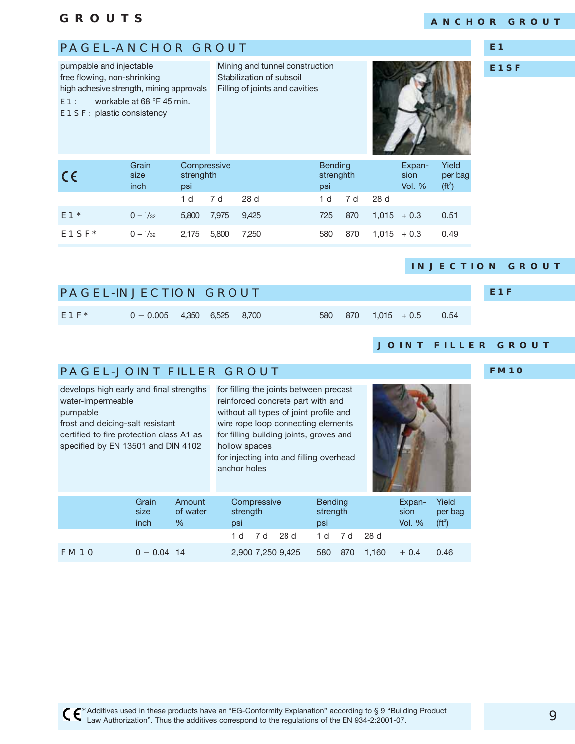# GROUTS

ANCHOR GROUT

## PAGEL-ANCHOR GROUT

E1

E1SF

pumpable and injectable
free flowing, non-shrinking
high adhesive strength, mining approvals
E1: workable at 68 °F 45 min.
E1SF: plastic consistency

Mining and tunnel construction
Stabilization of subsoil
Filling of joints and cavities

| CE | Grain size inch | Compressive strenghth psi | | | Bending strenghth psi | | | Expan-sion Vol. % | Yield per bag (ft³) |
|---|---|---|---|---|---|---|---|---|---|
| | | 1 d | 7 d | 28 d | 1 d | 7 d | 28 d | | |
| E1* | 0 – 1/32 | 5,800 | 7,975 | 9,425 | 725 | 870 | 1,015 | + 0.3 | 0.51 |
| E1SF* | 0 – 1/32 | 2,175 | 5,800 | 7,250 | 580 | 870 | 1,015 | + 0.3 | 0.49 |

INJECTION GROUT

## PAGEL-INJECTION GROUT

E1F

| | Grain size inch | Compressive 1 d | Compressive 7 d | Compressive 28 d | Bending 1 d | Bending 7 d | Bending 28 d | Expansion Vol. % | Yield per bag (ft³) |
|---|---|---|---|---|---|---|---|---|---|
| E1F* | 0 – 0.005 | 4,350 | 6,525 | 8,700 | 580 | 870 | 1,015 | + 0.5 | 0.54 |

JOINT FILLER GROUT

## PAGEL-JOINT FILLER GROUT

FM10

develops high early and final strengths
water-impermeable
pumpable
frost and deicing-salt resistant
certified to fire protection class A1 as specified by EN 13501 and DIN 4102

for filling the joints between precast reinforced concrete part with and without all types of joint profile and wire rope loop connecting elements
for filling building joints, groves and hollow spaces
for injecting into and filling overhead anchor holes

| | Grain size inch | Amount of water % | Compressive strength psi | | | Bending strength psi | | | Expan-sion Vol. % | Yield per bag (ft³) |
|---|---|---|---|---|---|---|---|---|---|---|
| | | | 1 d | 7 d | 28 d | 1 d | 7 d | 28 d | | |
| FM 10 | 0 – 0.04 | 14 | 2,900 | 7,250 | 9,425 | 580 | 870 | 1,160 | + 0.4 | 0.46 |

CE * Additives used in these products have an "EG-Conformity Explanation" according to § 9 "Building Product Law Authorization". Thus the additives correspond to the regulations of the EN 934-2:2001-07.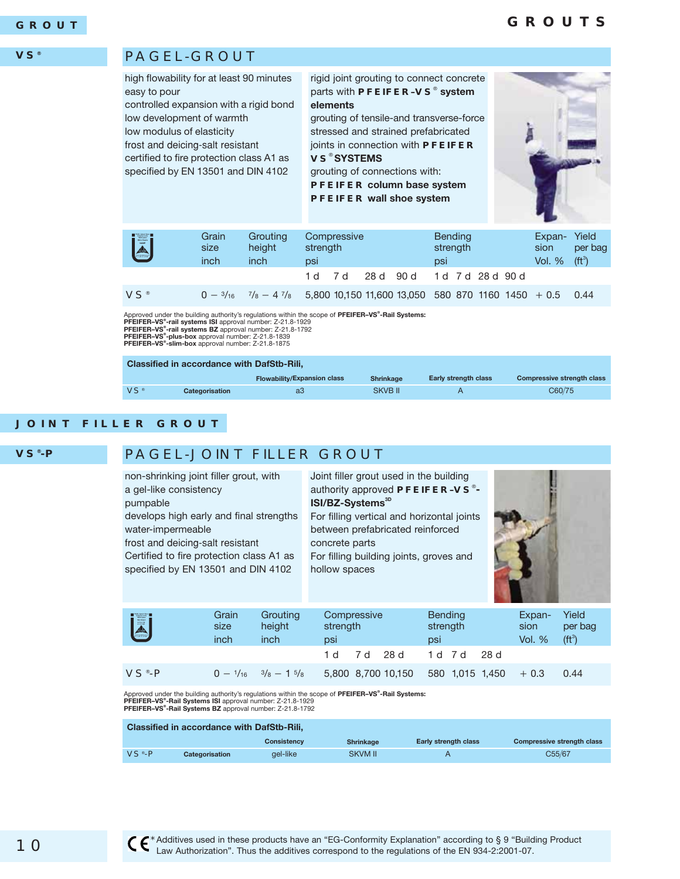# GROUT

## VS®

## PAGEL-GROUT

high flowability for at least 90 minutes
easy to pour
controlled expansion with a rigid bond
low development of warmth
low modulus of elasticity
frost and deicing-salt resistant
certified to fire protection class A1 as specified by EN 13501 and DIN 4102

rigid joint grouting to connect concrete parts with **PFEIFER-VS® system elements**
grouting of tensile-and transverse-force stressed and strained prefabricated joints in connection with **PFEIFER VS® SYSTEMS**
grouting of connections with:
**PFEIFER column base system**
**PFEIFER wall shoe system**

| | Grain size inch | Grouting height inch | Compressive strength psi | | | | Bending strength psi | | | | Expansion Vol. % | Yield per bag (ft³) |
|---|---|---|---|---|---|---|---|---|---|---|---|---|
| | | | 1 d | 7 d | 28 d | 90 d | 1 d | 7 d | 28 d | 90 d | | |
| VS® | 0 – 3/16 | 7/8 – 4 7/8 | 5,800 | 10,150 | 11,600 | 13,050 | 580 | 870 | 1160 | 1450 | + 0.5 | 0.44 |

Approved under the building authority's regulations within the scope of **PFEIFER–VS®-Rail Systems:**
**PFEIFER–VS®-rail systems ISI** approval number: Z-21.8-1929
**PFEIFER–VS®-rail systems BZ** approval number: Z-21.8-1792
**PFEIFER–VS®-plus-box** approval number: Z-21.8-1839
**PFEIFER–VS®-slim-box** approval number: Z-21.8-1875

**Classified in accordance with DafStb-Rili,**

| | | Flowability/Expansion class | Shrinkage | Early strength class | Compressive strength class |
|---|---|---|---|---|---|
| VS® | Categorisation | a3 | SKVB II | A | C60/75 |

# JOINT FILLER GROUT

## VS®-P

## PAGEL-JOINT FILLER GROUT

non-shrinking joint filler grout, with a gel-like consistency
pumpable
develops high early and final strengths
water-impermeable
frost and deicing-salt resistant
Certified to fire protection class A1 as specified by EN 13501 and DIN 4102

Joint filler grout used in the building authority approved **PFEIFER-VS®-ISI/BZ-Systems3D**
For filling vertical and horizontal joints between prefabricated reinforced concrete parts
For filling building joints, groves and hollow spaces

| | Grain size inch | Grouting height inch | Compressive strength psi | | | Bending strength psi | | | Expansion Vol. % | Yield per bag (ft³) |
|---|---|---|---|---|---|---|---|---|---|---|
| | | | 1 d | 7 d | 28 d | 1 d | 7 d | 28 d | | |
| VS®-P | 0 – 1/16 | 3/8 – 1 5/8 | 5,800 | 8,700 | 10,150 | 580 | 1,015 | 1,450 | + 0.3 | 0.44 |

Approved under the building authority's regulations within the scope of **PFEIFER–VS®-Rail Systems:**
**PFEIFER–VS®-Rail Systems ISI** approval number: Z-21.8-1929
**PFEIFER–VS®-Rail Systems BZ** approval number: Z-21.8-1792

**Classified in accordance with DafStb-Rili,**

| | | Consistency | Shrinkage | Early strength class | Compressive strength class |
|---|---|---|---|---|---|
| VS®-P | Categorisation | gel-like | SKVM II | A | C55/67 |

CE * Additives used in these products have an "EG-Conformity Explanation" according to § 9 "Building Product Law Authorization". Thus the additives correspond to the regulations of the EN 934-2:2001-07.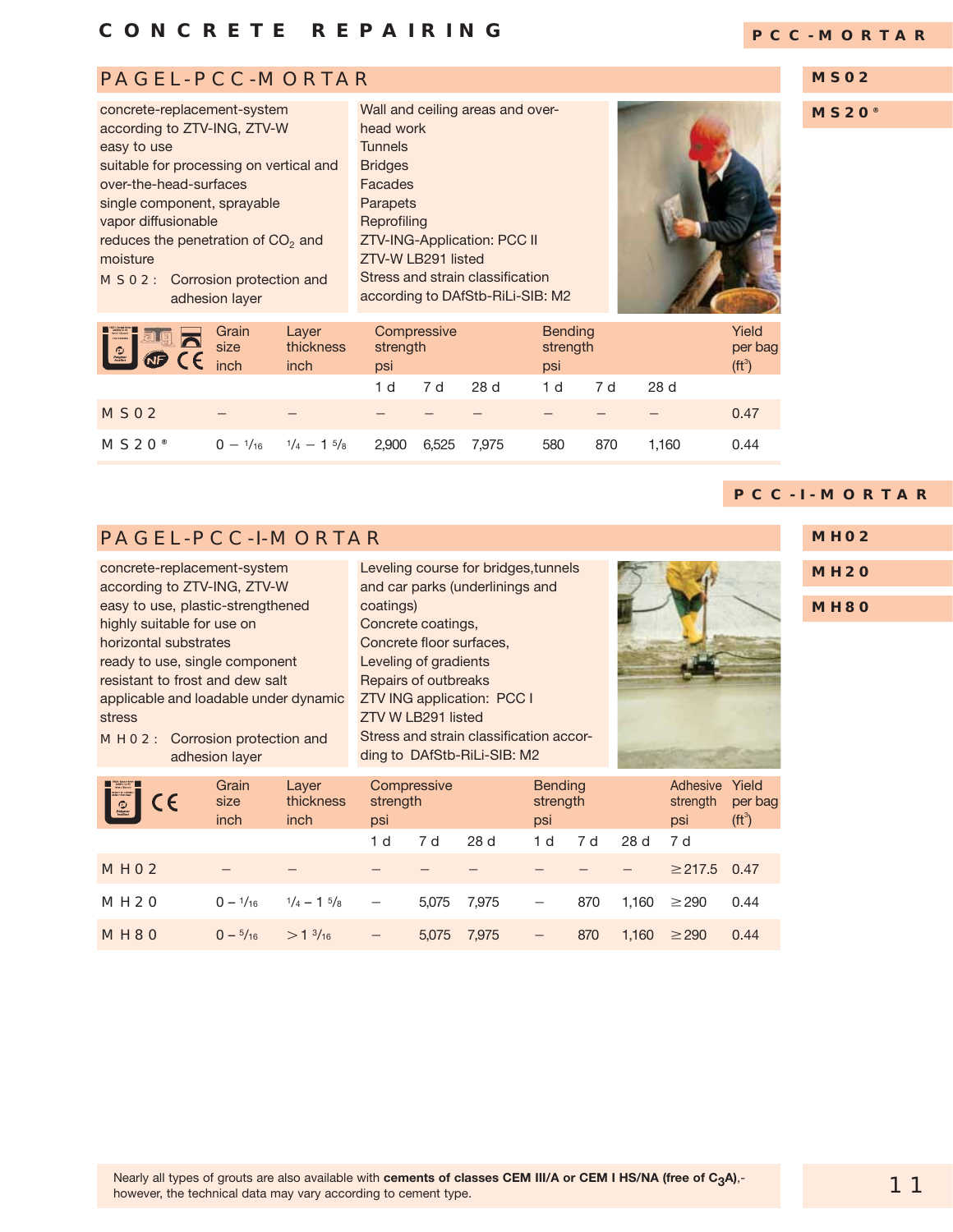# CONCRETE REPAIRING

## PCC-MORTAR

**MS02**

**MS20®**

## PAGEL-PCC-MORTAR

concrete-replacement-system according to ZTV-ING, ZTV-W
easy to use
suitable for processing on vertical and over-the-head-surfaces
single component, sprayable
vapor diffusionable
reduces the penetration of $CO_2$ and moisture
MS02: Corrosion protection and adhesion layer

Wall and ceiling areas and overhead work
Tunnels
Bridges
Facades
Parapets
Reprofiling
ZTV-ING-Application: PCC II
ZTV-W LB291 listed
Stress and strain classification according to DAfStb-RiLi-SIB: M2

| | Grain size inch | Layer thickness inch | Compressive strength psi | | | Bending strength psi | | | Yield per bag (ft³) |
|---|---|---|---|---|---|---|---|---|---|
| | | | 1 d | 7 d | 28 d | 1 d | 7 d | 28 d | |
| MS02 | – | – | – | – | – | – | – | – | 0.47 |
| MS20® | 0 – 1/16 | 1/4 – 1 5/8 | 2,900 | 6,525 | 7,975 | 580 | 870 | 1,160 | 0.44 |

## PCC-I-MORTAR

**MH02**

**MH20**

**MH80**

## PAGEL-PCC-I-MORTAR

concrete-replacement-system according to ZTV-ING, ZTV-W
easy to use, plastic-strengthened
highly suitable for use on horizontal substrates
ready to use, single component
resistant to frost and dew salt
applicable and loadable under dynamic stress
MH02: Corrosion protection and adhesion layer

Leveling course for bridges,tunnels and car parks (underlinings and coatings)
Concrete coatings,
Concrete floor surfaces,
Leveling of gradients
Repairs of outbreaks
ZTV ING application: PCC I
ZTV W LB291 listed
Stress and strain classification according to DAfStb-RiLi-SIB: M2

| | Grain size inch | Layer thickness inch | Compressive strength psi | | | Bending strength psi | | | Adhesive strength psi | Yield per bag (ft³) |
|---|---|---|---|---|---|---|---|---|---|---|
| | | | 1 d | 7 d | 28 d | 1 d | 7 d | 28 d | 7 d | |
| MH02 | – | – | – | – | – | – | – | – | ≥ 217.5 | 0.47 |
| MH20 | 0 – 1/16 | 1/4 – 1 5/8 | – | 5,075 | 7,975 | – | 870 | 1,160 | ≥ 290 | 0.44 |
| MH80 | 0 – 5/16 | > 1 3/16 | – | 5,075 | 7,975 | – | 870 | 1,160 | ≥ 290 | 0.44 |

Nearly all types of grouts are also available with **cements of classes CEM III/A or CEM I HS/NA (free of $C_3A$)**,- however, the technical data may vary according to cement type.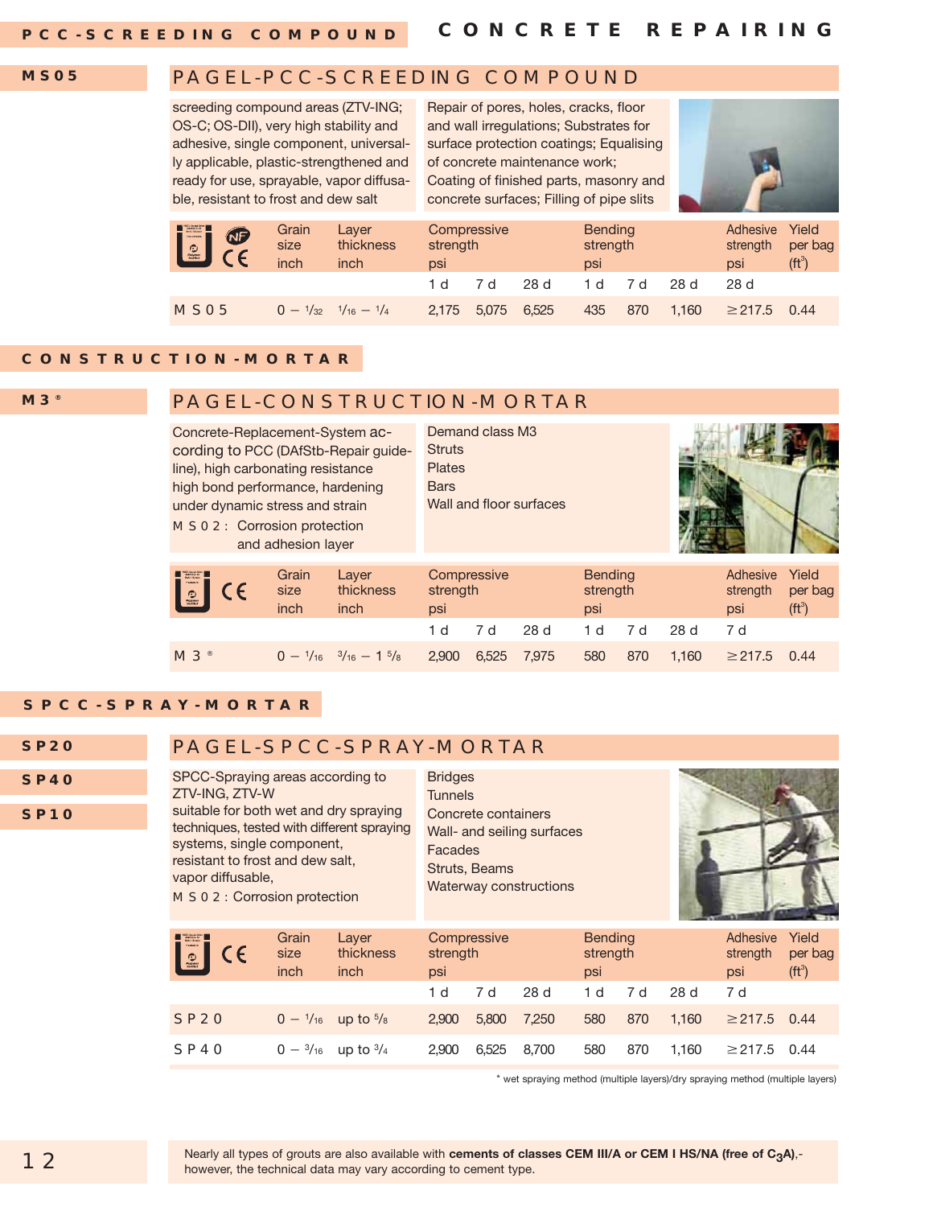## PCC-SCREEDING COMPOUND

# CONCRETE REPAIRING

**MS05**

### PAGEL-PCC-SCREEDING COMPOUND

screeding compound areas (ZTV-ING; OS-C; OS-DII), very high stability and adhesive, single component, universally applicable, plastic-strengthened and ready for use, sprayable, vapor diffusable, resistant to frost and dew salt

Repair of pores, holes, cracks, floor and wall irregulations; Substrates for surface protection coatings; Equalising of concrete maintenance work; Coating of finished parts, masonry and concrete surfaces; Filling of pipe slits

| | Grain size inch | Layer thickness inch | Compressive strength psi | | | Bending strength psi | | | Adhesive strength psi | Yield per bag ($ft^3$) |
|---|---|---|---|---|---|---|---|---|---|---|
| | | | 1 d | 7 d | 28 d | 1 d | 7 d | 28 d | 28 d | |
| MS05 | 0 – 1/32 | 1/16 – 1/4 | 2,175 | 5,075 | 6,525 | 435 | 870 | 1,160 | ≥ 217.5 | 0.44 |

## CONSTRUCTION-MORTAR

**M3®**

### PAGEL-CONSTRUCTION-MORTAR

Concrete-Replacement-System according to PCC (DAfStb-Repair guideline), high carbonating resistance high bond performance, hardening under dynamic stress and strain

MS02: Corrosion protection and adhesion layer

Demand class M3
Struts
Plates
Bars
Wall and floor surfaces

| | Grain size inch | Layer thickness inch | Compressive strength psi | | | Bending strength psi | | | Adhesive strength psi | Yield per bag ($ft^3$) |
|---|---|---|---|---|---|---|---|---|---|---|
| | | | 1 d | 7 d | 28 d | 1 d | 7 d | 28 d | 7 d | |
| M3® | 0 – 1/16 | 3/16 – 1 5/8 | 2,900 | 6,525 | 7,975 | 580 | 870 | 1,160 | ≥ 217.5 | 0.44 |

## SPCC-SPRAY-MORTAR

**SP20**
**SP40**
**SP10**

### PAGEL-SPCC-SPRAY-MORTAR

SPCC-Spraying areas according to ZTV-ING, ZTV-W
suitable for both wet and dry spraying techniques, tested with different spraying systems, single component, resistant to frost and dew salt, vapor diffusable,
MS02: Corrosion protection

Bridges
Tunnels
Concrete containers
Wall- and seiling surfaces
Facades
Struts, Beams
Waterway constructions

| | Grain size inch | Layer thickness inch | Compressive strength psi | | | Bending strength psi | | | Adhesive strength psi | Yield per bag ($ft^3$) |
|---|---|---|---|---|---|---|---|---|---|---|
| | | | 1 d | 7 d | 28 d | 1 d | 7 d | 28 d | 7 d | |
| SP20 | 0 – 1/16 | up to 5/8 | 2,900 | 5,800 | 7,250 | 580 | 870 | 1,160 | ≥ 217.5 | 0.44 |
| SP40 | 0 – 3/16 | up to 3/4 | 2,900 | 6,525 | 8,700 | 580 | 870 | 1,160 | ≥ 217.5 | 0.44 |

* wet spraying method (multiple layers)/dry spraying method (multiple layers)

Nearly all types of grouts are also available with **cements of classes CEM III/A or CEM I HS/NA (free of $C_3A$)**,- however, the technical data may vary according to cement type.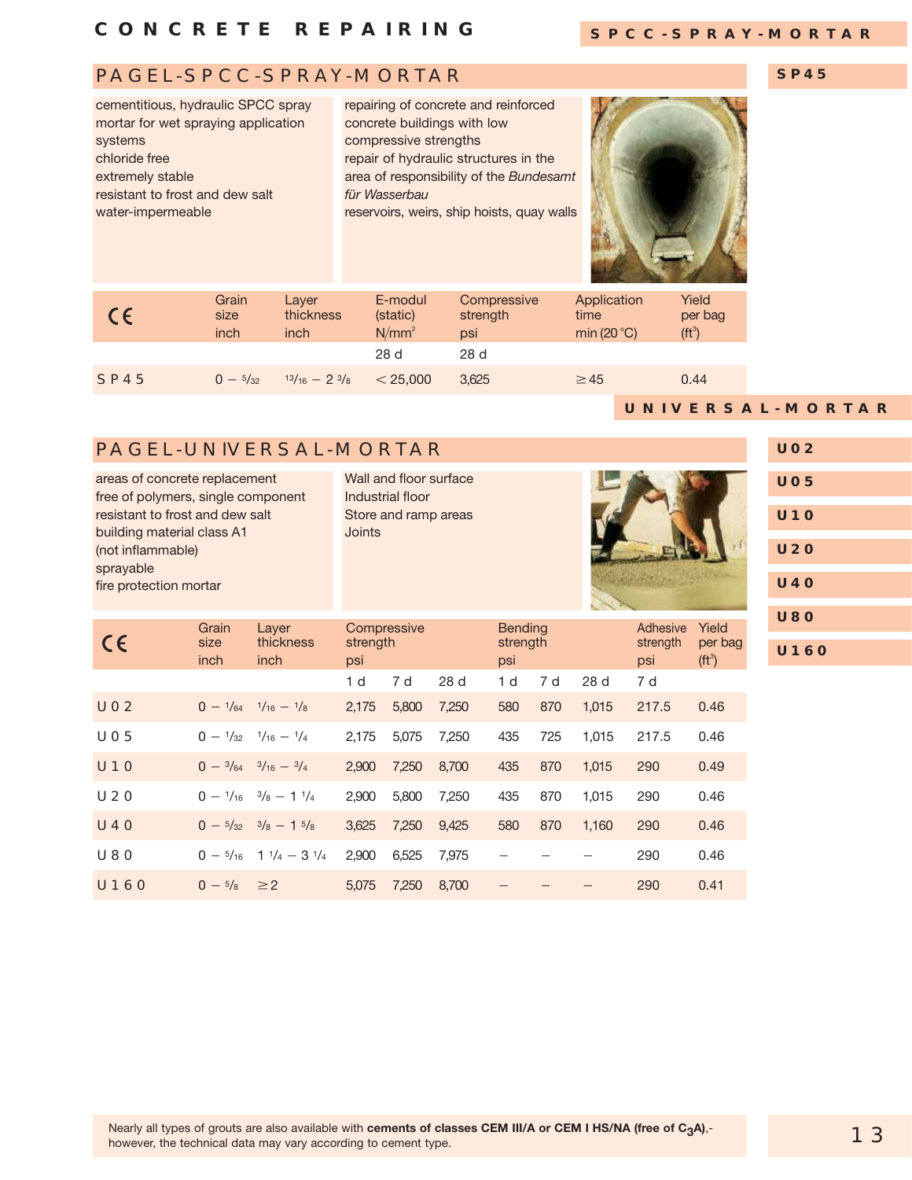# CONCRETE REPAIRING

SPCC-SPRAY-MORTAR

## PAGEL-SPCC-SPRAY-MORTAR

SP45

cementitious, hydraulic SPCC spray mortar for wet spraying application systems
chloride free
extremely stable
resistant to frost and dew salt
water-impermeable

repairing of concrete and reinforced concrete buildings with low compressive strengths
repair of hydraulic structures in the area of responsibility of the *Bundesamt für Wasserbau*
reservoirs, weirs, ship hoists, quay walls

| CE | Grain size inch | Layer thickness inch | E-modul (static) N/mm² | Compressive strength psi | Application time min (20 °C) | Yield per bag (ft³) |
|---|---|---|---|---|---|---|
| | | | 28 d | 28 d | | |
| SP45 | 0 – 5/32 | 13/16 – 2 3/8 | < 25,000 | 3,625 | ≥ 45 | 0.44 |

UNIVERSAL-MORTAR

## PAGEL-UNIVERSAL-MORTAR

U02, U05, U10, U20, U40, U80, U160

areas of concrete replacement
free of polymers, single component
resistant to frost and dew salt
building material class A1 (not inflammable)
sprayable
fire protection mortar

Wall and floor surface
Industrial floor
Store and ramp areas
Joints

| CE | Grain size inch | Layer thickness inch | Compressive strength psi | | | Bending strength psi | | | Adhesive strength psi | Yield per bag (ft³) |
|---|---|---|---|---|---|---|---|---|---|---|
| | | | 1 d | 7 d | 28 d | 1 d | 7 d | 28 d | 7 d | |
| U02 | 0 – 1/64 | 1/16 – 1/8 | 2,175 | 5,800 | 7,250 | 580 | 870 | 1,015 | 217.5 | 0.46 |
| U05 | 0 – 1/32 | 1/16 – 1/4 | 2,175 | 5,075 | 7,250 | 435 | 725 | 1,015 | 217.5 | 0.46 |
| U10 | 0 – 3/64 | 3/16 – 3/4 | 2,900 | 7,250 | 8,700 | 435 | 870 | 1,015 | 290 | 0.49 |
| U20 | 0 – 1/16 | 3/8 – 1 1/4 | 2,900 | 5,800 | 7,250 | 435 | 870 | 1,015 | 290 | 0.46 |
| U40 | 0 – 5/32 | 3/8 – 1 5/8 | 3,625 | 7,250 | 9,425 | 580 | 870 | 1,160 | 290 | 0.46 |
| U80 | 0 – 5/16 | 1 1/4 – 3 1/4 | 2,900 | 6,525 | 7,975 | – | – | – | 290 | 0.46 |
| U160 | 0 – 5/8 | ≥ 2 | 5,075 | 7,250 | 8,700 | – | – | – | 290 | 0.41 |

Nearly all types of grouts are also available with **cements of classes CEM III/A or CEM I HS/NA (free of $C_3A$)**,- however, the technical data may vary according to cement type.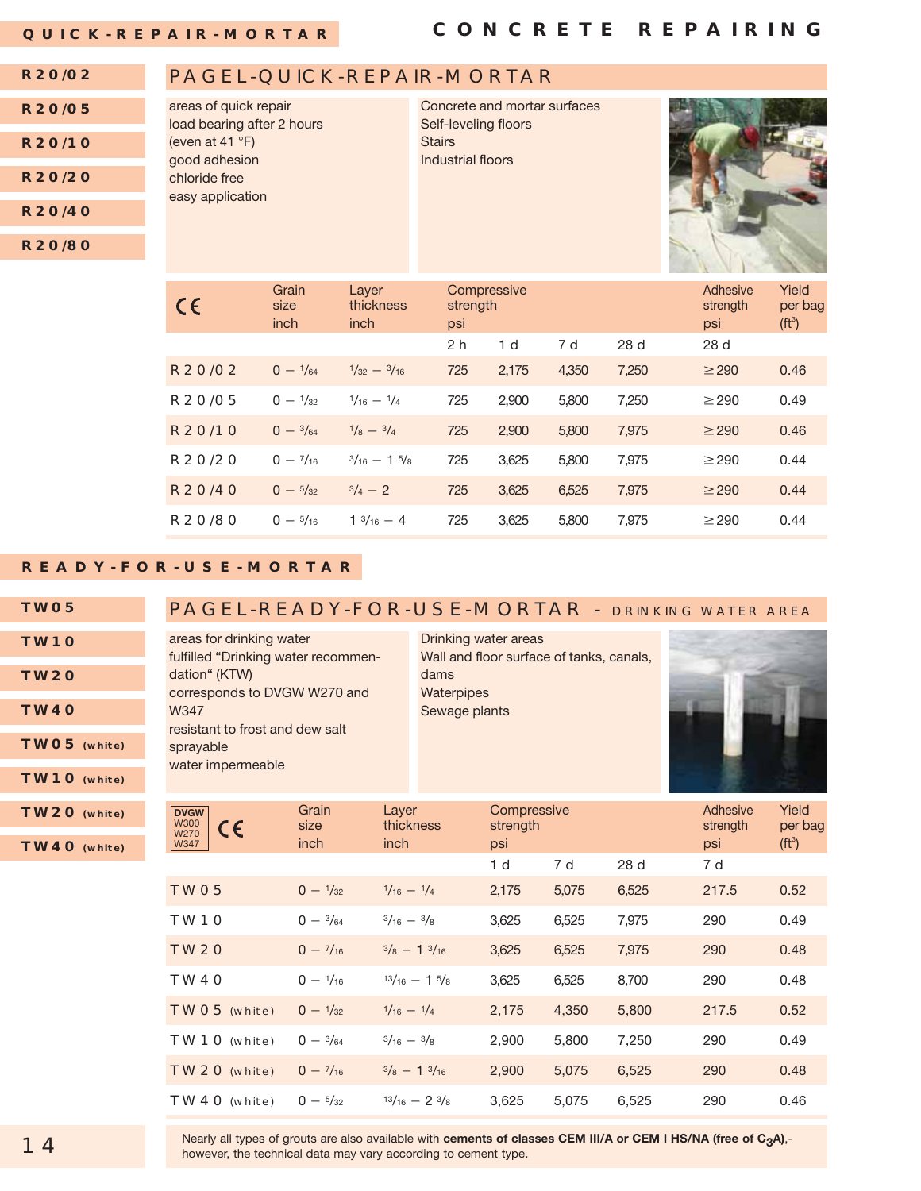# CONCRETE REPAIRING

## QUICK-REPAIR-MORTAR

R20/02
R20/05
R20/10
R20/20
R20/40
R20/80

### PAGEL-QUICK-REPAIR-MORTAR

- areas of quick repair
- load bearing after 2 hours (even at 41 °F)
- good adhesion
- chloride free
- easy application

- Concrete and mortar surfaces
- Self-leveling floors
- Stairs
- Industrial floors

| CE | Grain size inch | Layer thickness inch | Compressive strength psi | | | | Adhesive strength psi | Yield per bag (ft³) |
|---|---|---|---|---|---|---|---|---|
| | | | 2 h | 1 d | 7 d | 28 d | 28 d | |
| R20/02 | 0 – 1/64 | 1/32 – 3/16 | 725 | 2,175 | 4,350 | 7,250 | ≥ 290 | 0.46 |
| R20/05 | 0 – 1/32 | 1/16 – 1/4 | 725 | 2,900 | 5,800 | 7,250 | ≥ 290 | 0.49 |
| R20/10 | 0 – 3/64 | 1/8 – 3/4 | 725 | 2,900 | 5,800 | 7,975 | ≥ 290 | 0.46 |
| R20/20 | 0 – 7/16 | 3/16 – 1 5/8 | 725 | 3,625 | 5,800 | 7,975 | ≥ 290 | 0.44 |
| R20/40 | 0 – 5/32 | 3/4 – 2 | 725 | 3,625 | 6,525 | 7,975 | ≥ 290 | 0.44 |
| R20/80 | 0 – 5/16 | 1 3/16 – 4 | 725 | 3,625 | 5,800 | 7,975 | ≥ 290 | 0.44 |

## READY-FOR-USE-MORTAR

TW05
TW10
TW20
TW40
TW05 (white)
TW10 (white)
TW20 (white)
TW40 (white)

### PAGEL-READY-FOR-USE-MORTAR - DRINKING WATER AREA

- areas for drinking water
- fulfilled "Drinking water recommendation" (KTW)
- corresponds to DVGW W270 and W347
- resistant to frost and dew salt
- sprayable
- water impermeable

- Drinking water areas
- Wall and floor surface of tanks, canals, dams
- Waterpipes
- Sewage plants

| DVGW W300 W270 W347 CE | Grain size inch | Layer thickness inch | Compressive strength psi | | | Adhesive strength psi | Yield per bag (ft³) |
|---|---|---|---|---|---|---|---|
| | | | 1 d | 7 d | 28 d | 7 d | |
| TW05 | 0 – 1/32 | 1/16 – 1/4 | 2,175 | 5,075 | 6,525 | 217.5 | 0.52 |
| TW10 | 0 – 3/64 | 3/16 – 3/8 | 3,625 | 6,525 | 7,975 | 290 | 0.49 |
| TW20 | 0 – 7/16 | 3/8 – 1 3/16 | 3,625 | 6,525 | 7,975 | 290 | 0.48 |
| TW40 | 0 – 1/16 | 13/16 – 1 5/8 | 3,625 | 6,525 | 8,700 | 290 | 0.48 |
| TW05 (white) | 0 – 1/32 | 1/16 – 1/4 | 2,175 | 4,350 | 5,800 | 217.5 | 0.52 |
| TW10 (white) | 0 – 3/64 | 3/16 – 3/8 | 2,900 | 5,800 | 7,250 | 290 | 0.49 |
| TW20 (white) | 0 – 7/16 | 3/8 – 1 3/16 | 2,900 | 5,075 | 6,525 | 290 | 0.48 |
| TW40 (white) | 0 – 5/32 | 13/16 – 2 3/8 | 3,625 | 5,075 | 6,525 | 290 | 0.46 |

Nearly all types of grouts are also available with **cements of classes CEM III/A or CEM I HS/NA (free of $C_3A$)**,- however, the technical data may vary according to cement type.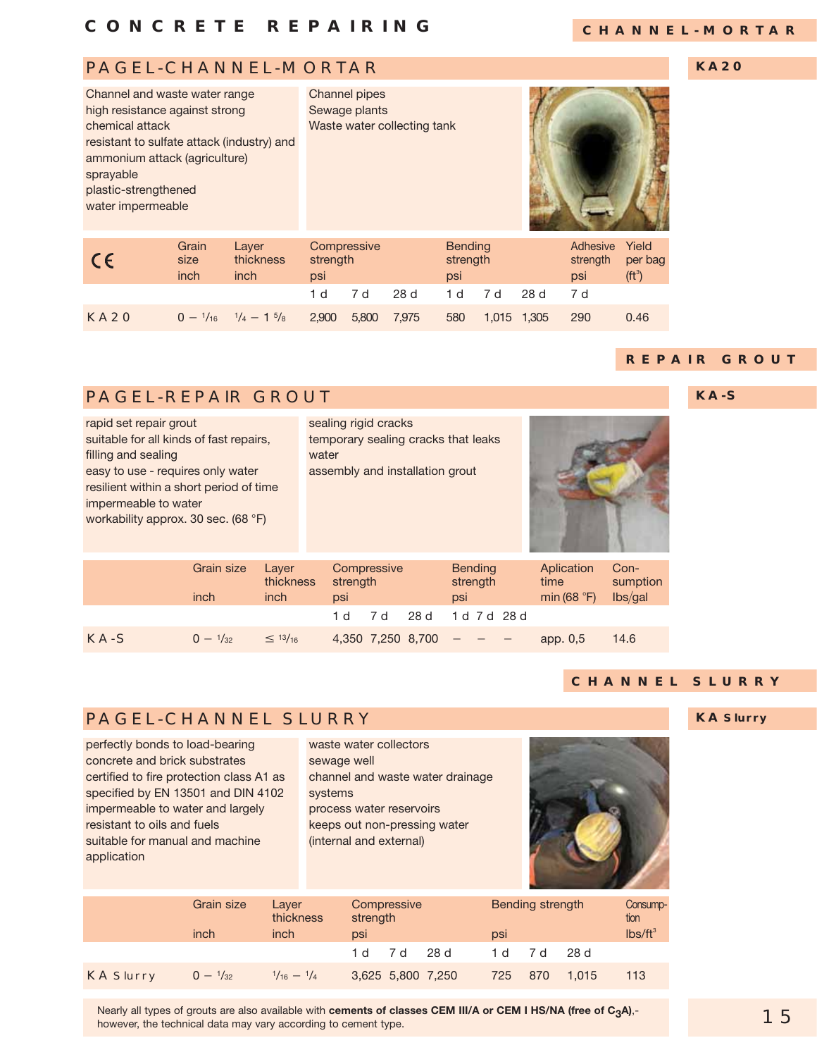# CONCRETE REPAIRING

## CHANNEL-MORTAR

### PAGEL-CHANNEL-MORTAR

**KA20**

Channel and waste water range
high resistance against strong chemical attack
resistant to sulfate attack (industry) and ammonium attack (agriculture)
sprayable
plastic-strengthened
water impermeable

Channel pipes
Sewage plants
Waste water collecting tank

| CE | Grain size inch | Layer thickness inch | Compressive strength psi | | | Bending strength psi | | | Adhesive strength psi | Yield per bag (ft³) |
|---|---|---|---|---|---|---|---|---|---|---|
| | | | 1 d | 7 d | 28 d | 1 d | 7 d | 28 d | 7 d | |
| KA20 | 0 – 1/16 | 1/4 – 1 5/8 | 2,900 | 5,800 | 7,975 | 580 | 1,015 | 1,305 | 290 | 0.46 |

## REPAIR GROUT

### PAGEL-REPAIR GROUT

**KA-S**

rapid set repair grout
suitable for all kinds of fast repairs, filling and sealing
easy to use - requires only water
resilient within a short period of time
impermeable to water
workability approx. 30 sec. (68 °F)

sealing rigid cracks
temporary sealing cracks that leaks water
assembly and installation grout

| | Grain size inch | Layer thickness inch | Compressive strength psi | | | Bending strength psi | | | Aplication time min (68 °F) | Consumption lbs/gal |
|---|---|---|---|---|---|---|---|---|---|---|
| | | | 1 d | 7 d | 28 d | 1 d | 7 d | 28 d | | |
| KA-S | 0 – 1/32 | ≤ 13/16 | 4,350 | 7,250 | 8,700 | – | – | – | app. 0,5 | 14.6 |

## CHANNEL SLURRY

### PAGEL-CHANNEL SLURRY

**KA Slurry**

perfectly bonds to load-bearing concrete and brick substrates
certified to fire protection class A1 as specified by EN 13501 and DIN 4102
impermeable to water and largely resistant to oils and fuels
suitable for manual and machine application

waste water collectors
sewage well
channel and waste water drainage systems
process water reservoirs
keeps out non-pressing water (internal and external)

| | Grain size inch | Layer thickness inch | Compressive strength psi | | | Bending strength psi | | | Consumption lbs/ft³ |
|---|---|---|---|---|---|---|---|---|---|
| | | | 1 d | 7 d | 28 d | 1 d | 7 d | 28 d | |
| KA Slurry | 0 – 1/32 | 1/16 – 1/4 | 3,625 | 5,800 | 7,250 | 725 | 870 | 1,015 | 113 |

Nearly all types of grouts are also available with **cements of classes CEM III/A or CEM I HS/NA (free of $C_3A$)**,- however, the technical data may vary according to cement type.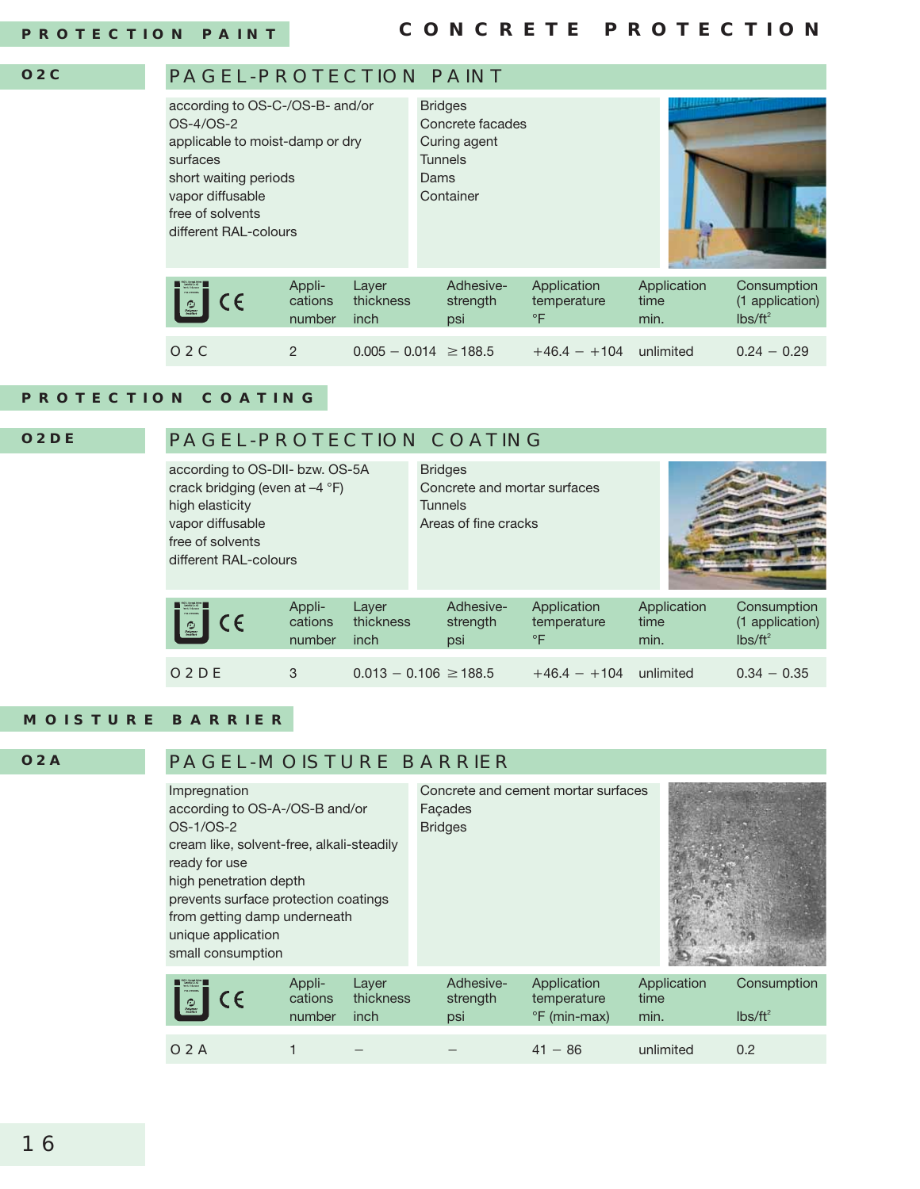## PROTECTION PAINT

### O2C — PAGEL-PROTECTION PAINT

according to OS-C-/OS-B- and/or OS-4/OS-2
applicable to moist-damp or dry surfaces
short waiting periods
vapor diffusable
free of solvents
different RAL-colours

Bridges
Concrete facades
Curing agent
Tunnels
Dams
Container

| | Appli-cations number | Layer thickness inch | Adhesive-strength psi | Application temperature °F | Application time min. | Consumption (1 application) lbs/ft² |
|---|---|---|---|---|---|---|
| O 2 C | 2 | 0.005 – 0.014 | ≥ 188.5 | +46.4 – +104 | unlimited | 0.24 – 0.29 |

## PROTECTION COATING

### O2DE — PAGEL-PROTECTION COATING

according to OS-DII- bzw. OS-5A
crack bridging (even at –4 °F)
high elasticity
vapor diffusable
free of solvents
different RAL-colours

Bridges
Concrete and mortar surfaces
Tunnels
Areas of fine cracks

| | Appli-cations number | Layer thickness inch | Adhesive-strength psi | Application temperature °F | Application time min. | Consumption (1 application) lbs/ft² |
|---|---|---|---|---|---|---|
| O 2 D E | 3 | 0.013 – 0.106 | ≥ 188.5 | +46.4 – +104 | unlimited | 0.34 – 0.35 |

## MOISTURE BARRIER

### O2A — PAGEL-MOISTURE BARRIER

Impregnation
according to OS-A-/OS-B and/or OS-1/OS-2
cream like, solvent-free, alkali-steadily
ready for use
high penetration depth
prevents surface protection coatings from getting damp underneath
unique application
small consumption

Concrete and cement mortar surfaces
Façades
Bridges

| | Appli-cations number | Layer thickness inch | Adhesive-strength psi | Application temperature °F (min-max) | Application time min. | Consumption lbs/ft² |
|---|---|---|---|---|---|---|
| O 2 A | 1 | – | – | 41 – 86 | unlimited | 0.2 |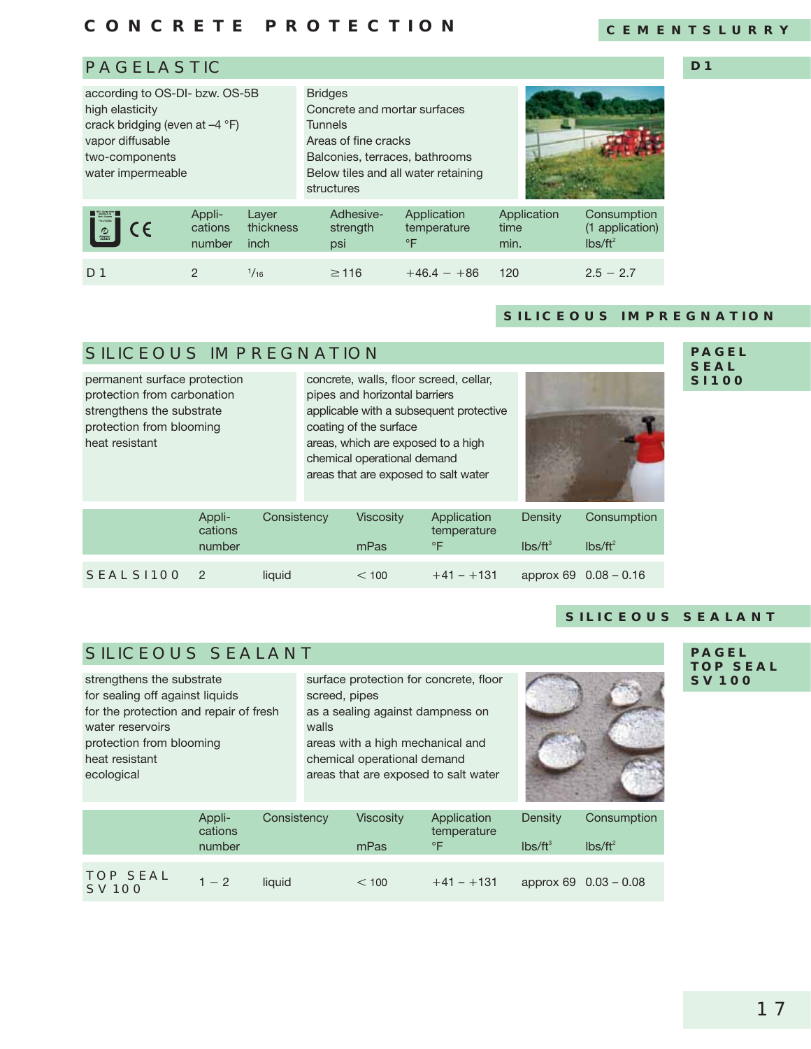# CONCRETE PROTECTION

CEMENTSLURRY

## PAGELASTIC

D1

according to OS-DI- bzw. OS-5B
high elasticity
crack bridging (even at –4 °F)
vapor diffusable
two-components
water impermeable

Bridges
Concrete and mortar surfaces
Tunnels
Areas of fine cracks
Balconies, terraces, bathrooms
Below tiles and all water retaining structures

| | Appli-cations number | Layer thickness inch | Adhesive-strength psi | Application temperature °F | Application time min. | Consumption (1 application) lbs/ft² |
|---|---|---|---|---|---|---|
| D 1 | 2 | 1/16 | ≥ 116 | +46.4 – +86 | 120 | 2.5 – 2.7 |

SILICEOUS IMPREGNATION

## SILICEOUS IMPREGNATION

PAGEL SEAL SI100

permanent surface protection
protection from carbonation
strengthens the substrate
protection from blooming
heat resistant

concrete, walls, floor screed, cellar, pipes and horizontal barriers
applicable with a subsequent protective coating of the surface
areas, which are exposed to a high chemical operational demand
areas that are exposed to salt water

| | Appli-cations number | Consistency | Viscosity mPas | Application temperature °F | Density lbs/ft³ | Consumption lbs/ft² |
|---|---|---|---|---|---|---|
| SEAL SI100 | 2 | liquid | < 100 | +41 – +131 | approx 69 | 0.08 – 0.16 |

SILICEOUS SEALANT

## SILICEOUS SEALANT

PAGEL TOP SEAL SV100

strengthens the substrate
for sealing off against liquids
for the protection and repair of fresh water reservoirs
protection from blooming
heat resistant
ecological

surface protection for concrete, floor screed, pipes
as a sealing against dampness on walls
areas with a high mechanical and chemical operational demand
areas that are exposed to salt water

| | Appli-cations number | Consistency | Viscosity mPas | Application temperature °F | Density lbs/ft³ | Consumption lbs/ft² |
|---|---|---|---|---|---|---|
| TOP SEAL SV 100 | 1 – 2 | liquid | < 100 | +41 – +131 | approx 69 | 0.03 – 0.08 |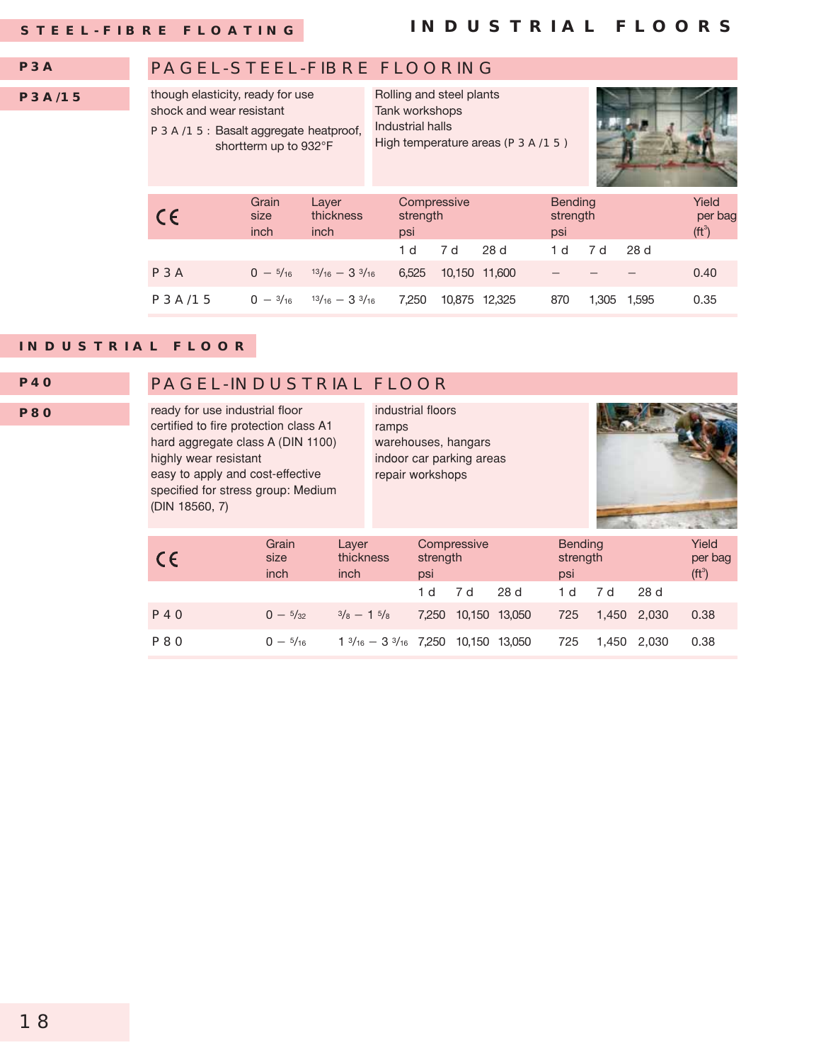## STEEL-FIBRE FLOATING

**P3A**

**P3A/15**

### PAGEL-STEEL-FIBRE FLOORING

though elasticity, ready for use
shock and wear resistant
P3A/15: Basalt aggregate heatproof, shortterm up to 932°F

Rolling and steel plants
Tank workshops
Industrial halls
High temperature areas (P3A/15)

| CE | Grain size inch | Layer thickness inch | Compressive strength psi | | | Bending strength psi | | | Yield per bag (ft³) |
|---|---|---|---|---|---|---|---|---|---|
| | | | 1 d | 7 d | 28 d | 1 d | 7 d | 28 d | |
| P3A | 0 – 5/16 | 13/16 – 3 3/16 | 6,525 | 10,150 | 11,600 | – | – | – | 0.40 |
| P3A/15 | 0 – 3/16 | 13/16 – 3 3/16 | 7,250 | 10,875 | 12,325 | 870 | 1,305 | 1,595 | 0.35 |

## INDUSTRIAL FLOOR

**P40**

**P80**

### PAGEL-INDUSTRIAL FLOOR

ready for use industrial floor
certified to fire protection class A1
hard aggregate class A (DIN 1100)
highly wear resistant
easy to apply and cost-effective
specified for stress group: Medium (DIN 18560, 7)

industrial floors
ramps
warehouses, hangars
indoor car parking areas
repair workshops

| CE | Grain size inch | Layer thickness inch | Compressive strength psi | | | Bending strength psi | | | Yield per bag (ft³) |
|---|---|---|---|---|---|---|---|---|---|
| | | | 1 d | 7 d | 28 d | 1 d | 7 d | 28 d | |
| P40 | 0 – 5/32 | 3/8 – 1 5/8 | 7,250 | 10,150 | 13,050 | 725 | 1,450 | 2,030 | 0.38 |
| P80 | 0 – 5/16 | 1 3/16 – 3 3/16 | 7,250 | 10,150 | 13,050 | 725 | 1,450 | 2,030 | 0.38 |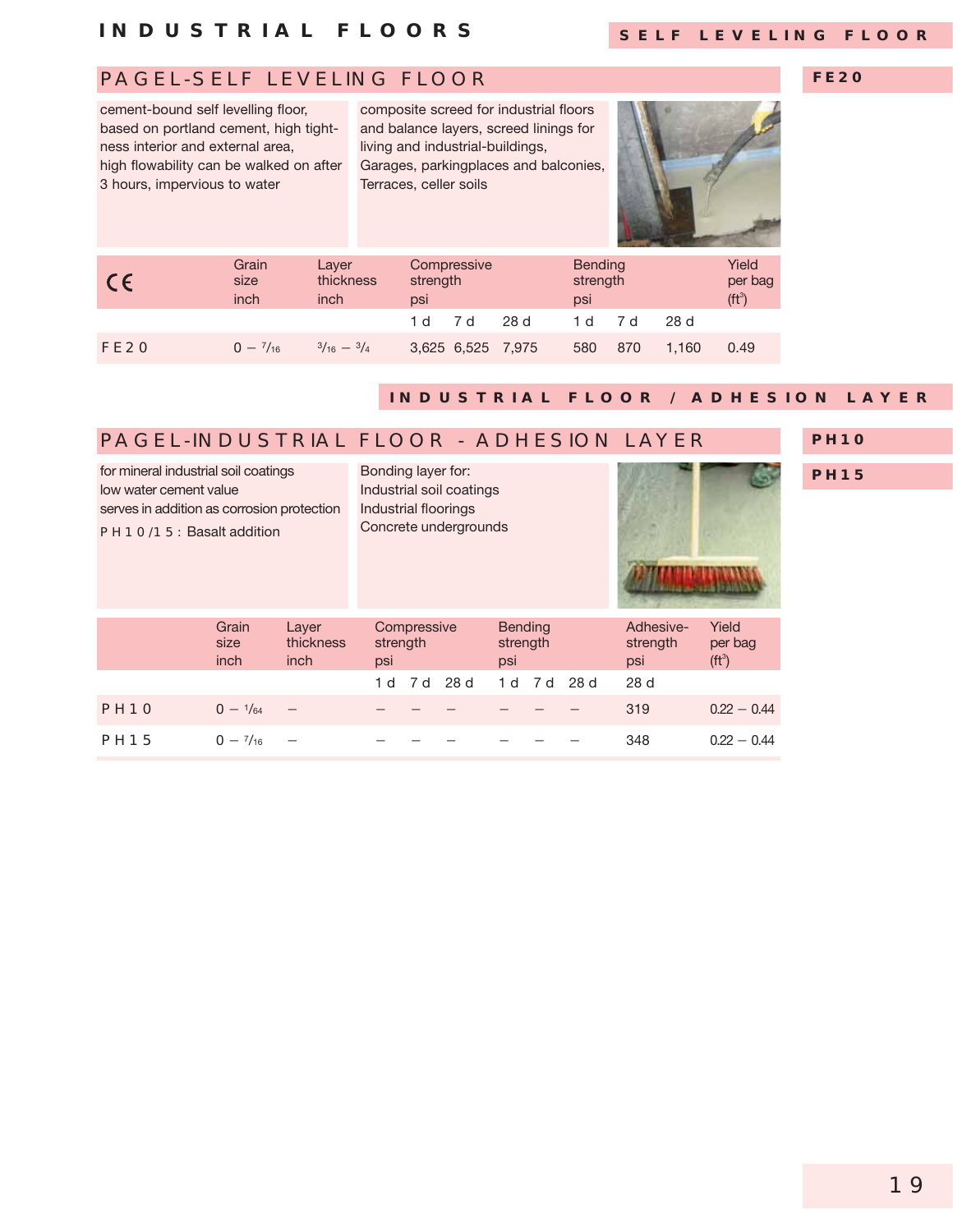# INDUSTRIAL FLOORS

**SELF LEVELING FLOOR**

## PAGEL-SELF LEVELING FLOOR

**FE20**

cement-bound self levelling floor, based on portland cement, high tightness interior and external area, high flowability can be walked on after 3 hours, impervious to water

composite screed for industrial floors and balance layers, screed linings for living and industrial-buildings, Garages, parkingplaces and balconies, Terraces, celler soils

| CE | Grain size inch | Layer thickness inch | Compressive strength psi | | | Bending strength psi | | | Yield per bag (ft³) |
|---|---|---|---|---|---|---|---|---|---|
| | | | 1 d | 7 d | 28 d | 1 d | 7 d | 28 d | |
| FE20 | 0 – 7/16 | 3/16 – 3/4 | 3,625 | 6,525 | 7,975 | 580 | 870 | 1,160 | 0.49 |

**INDUSTRIAL FLOOR / ADHESION LAYER**

## PAGEL-INDUSTRIAL FLOOR - ADHESION LAYER

**PH10**

**PH15**

for mineral industrial soil coatings
low water cement value
serves in addition as corrosion protection
PH10/15: Basalt addition

Bonding layer for:
Industrial soil coatings
Industrial floorings
Concrete undergrounds

| | Grain size inch | Layer thickness inch | Compressive strength psi | | | Bending strength psi | | | Adhesive-strength psi | Yield per bag (ft³) |
|---|---|---|---|---|---|---|---|---|---|---|
| | | | 1 d | 7 d | 28 d | 1 d | 7 d | 28 d | 28 d | |
| PH10 | 0 – 1/64 | – | – | – | – | – | – | – | 319 | 0.22 – 0.44 |
| PH15 | 0 – 7/16 | – | – | – | – | – | – | – | 348 | 0.22 – 0.44 |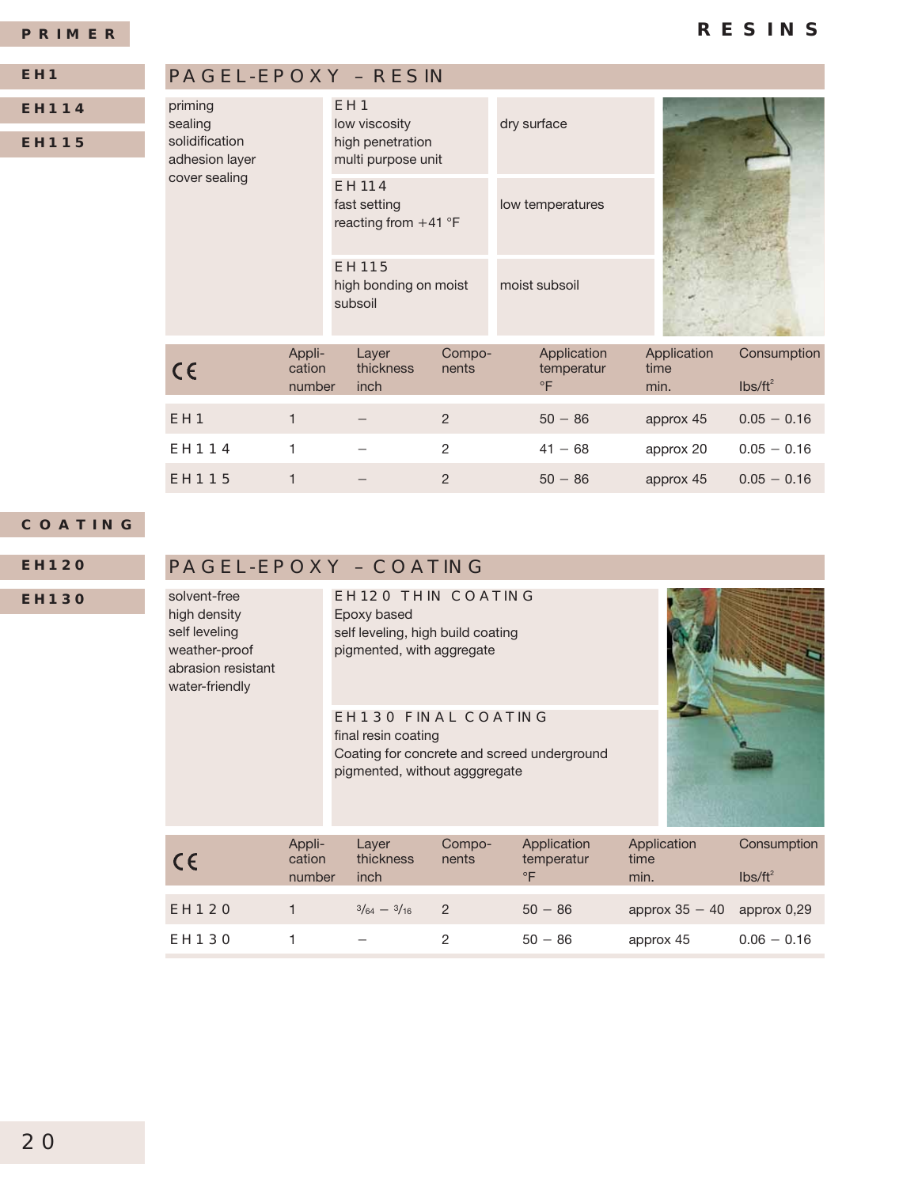PRIMER

RESINS

- EH1
- EH114
- EH115

## PAGEL-EPOXY – RESIN

| | | |
|---|---|---|
| priming<br>sealing<br>solidification<br>adhesion layer<br>cover sealing | EH1<br>low viscosity<br>high penetration<br>multi purpose unit | dry surface |
| | EH114<br>fast setting<br>reacting from +41 °F | low temperatures |
| | EH115<br>high bonding on moist subsoil | moist subsoil |

| CE | Application number | Layer thickness inch | Components | Application temperatur °F | Application time min. | Consumption lbs/ft² |
|---|---|---|---|---|---|---|
| EH1 | 1 | – | 2 | 50 – 86 | approx 45 | 0.05 – 0.16 |
| EH114 | 1 | – | 2 | 41 – 68 | approx 20 | 0.05 – 0.16 |
| EH115 | 1 | – | 2 | 50 – 86 | approx 45 | 0.05 – 0.16 |

COATING

- EH120
- EH130

## PAGEL-EPOXY – COATING

| | |
|---|---|
| solvent-free<br>high density<br>self leveling<br>weather-proof<br>abrasion resistant<br>water-friendly | EH120 THIN COATING<br>Epoxy based<br>self leveling, high build coating<br>pigmented, with aggregate |
| | EH130 FINAL COATING<br>final resin coating<br>Coating for concrete and screed underground<br>pigmented, without agggregate |

| CE | Application number | Layer thickness inch | Components | Application temperatur °F | Application time min. | Consumption lbs/ft² |
|---|---|---|---|---|---|---|
| EH120 | 1 | 3/64 – 3/16 | 2 | 50 – 86 | approx 35 – 40 | approx 0,29 |
| EH130 | 1 | – | 2 | 50 – 86 | approx 45 | 0.06 – 0.16 |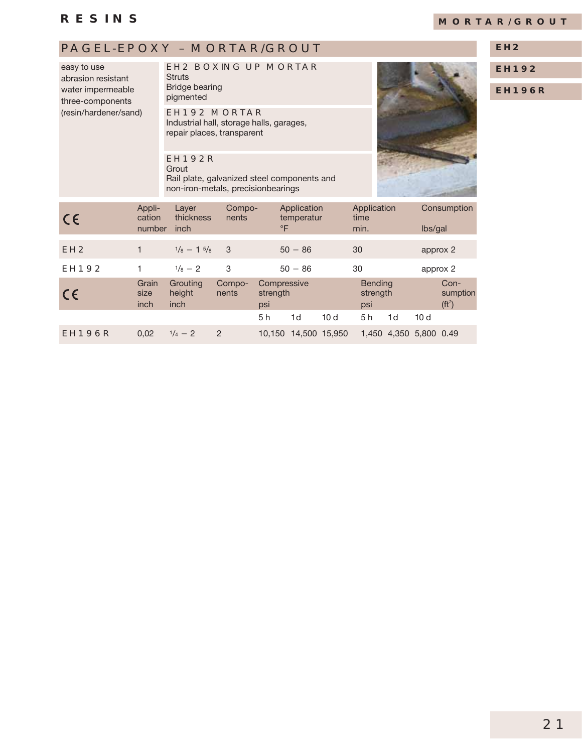# RESINS

MORTAR/GROUT

## PAGEL-EPOXY – MORTAR/GROUT

EH2

EH192

EH196R

easy to use
abrasion resistant
water impermeable
three-components
(resin/hardener/sand)

**EH2 BOXING UP MORTAR**
Struts
Bridge bearing
pigmented

**EH192 MORTAR**
Industrial hall, storage halls, garages,
repair places, transparent

**EH192R**
Grout
Rail plate, galvanized steel components and
non-iron-metals, precisionbearings

| CE | Application number | Layer thickness inch | Components | Application temperatur °F | Application time min. | Consumption lbs/gal |
|---|---|---|---|---|---|---|
| EH2 | 1 | 1/8 – 1 5/8 | 3 | 50 – 86 | 30 | approx 2 |
| EH192 | 1 | 1/8 – 2 | 3 | 50 – 86 | 30 | approx 2 |

| CE | Grain size inch | Grouting height inch | Components | Compressive strength psi | | | Bending strength psi | | | Consumption ($ft^2$) |
|---|---|---|---|---|---|---|---|---|---|---|
| | | | | 5 h | 1 d | 10 d | 5 h | 1 d | 10 d | |
| EH196R | 0,02 | 1/4 – 2 | 2 | 10,150 | 14,500 | 15,950 | 1,450 | 4,350 | 5,800 | 0.49 |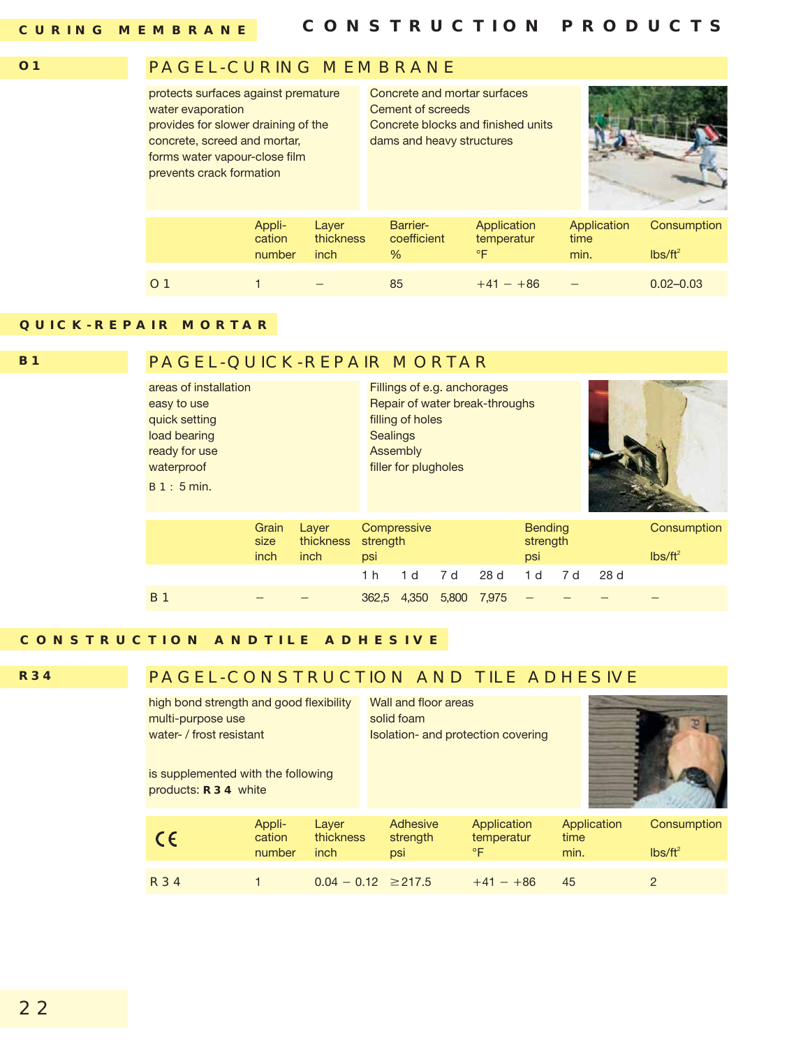# CURING MEMBRANE

CONSTRUCTION PRODUCTS

## O 1 — PAGEL-CURING MEMBRANE

protects surfaces against premature water evaporation
provides for slower draining of the concrete, screed and mortar,
forms water vapour-close film
prevents crack formation

Concrete and mortar surfaces
Cement of screeds
Concrete blocks and finished units
dams and heavy structures

| | Application number | Layer thickness inch | Barrier-coefficient % | Application temperatur °F | Application time min. | Consumption lbs/ft² |
|---|---|---|---|---|---|---|
| O 1 | 1 | – | 85 | +41 – +86 | – | 0.02–0.03 |

# QUICK-REPAIR MORTAR

## B 1 — PAGEL-QUICK-REPAIR MORTAR

areas of installation
easy to use
quick setting
load bearing
ready for use
waterproof
B 1 : 5 min.

Fillings of e.g. anchorages
Repair of water break-throughs
filling of holes
Sealings
Assembly
filler for plugholes

| | Grain size inch | Layer thickness inch | Compressive strength psi | | | | Bending strength psi | | | Consumption lbs/ft² |
|---|---|---|---|---|---|---|---|---|---|---|
| | | | 1 h | 1 d | 7 d | 28 d | 1 d | 7 d | 28 d | |
| B 1 | – | – | 362,5 | 4,350 | 5,800 | 7,975 | – | – | – | – |

# CONSTRUCTION ANDTILE ADHESIVE

## R 34 — PAGEL-CONSTRUCTION AND TILE ADHESIVE

high bond strength and good flexibility
multi-purpose use
water- / frost resistant

is supplemented with the following products: **R 3 4** white

Wall and floor areas
solid foam
Isolation- and protection covering

| CE | Application number | Layer thickness inch | Adhesive strength psi | Application temperatur °F | Application time min. | Consumption lbs/ft² |
|---|---|---|---|---|---|---|
| R 3 4 | 1 | 0.04 – 0.12 | ≥217.5 | +41 – +86 | 45 | 2 |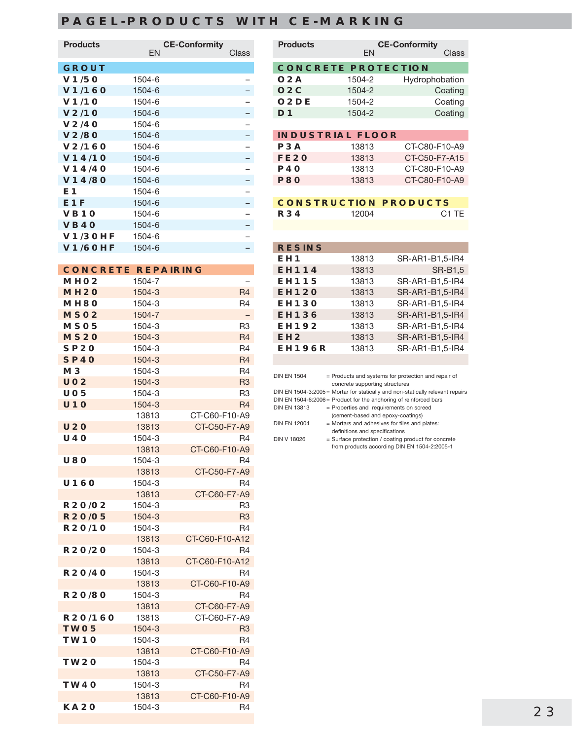# PAGEL-PRODUCTS WITH CE-MARKING

| Products | CE-Conformity EN | Class |
|---|---|---|
| **GROUT** | | |
| **V 1/50** | 1504-6 | – |
| **V 1/160** | 1504-6 | – |
| **V 1/10** | 1504-6 | – |
| **V 2/10** | 1504-6 | – |
| **V 2/40** | 1504-6 | – |
| **V 2/80** | 1504-6 | – |
| **V 2/160** | 1504-6 | – |
| **V 14/10** | 1504-6 | – |
| **V 14/40** | 1504-6 | – |
| **V 14/80** | 1504-6 | – |
| **E 1** | 1504-6 | – |
| **E 1 F** | 1504-6 | – |
| **VB 10** | 1504-6 | – |
| **VB 40** | 1504-6 | – |
| **V 1/30 HF** | 1504-6 | – |
| **V 1/60 HF** | 1504-6 | – |
| **CONCRETE REPAIRING** | | |
| **MH 02** | 1504-7 | – |
| **MH 20** | 1504-3 | R4 |
| **MH 80** | 1504-3 | R4 |
| **MS 02** | 1504-7 | – |
| **MS 05** | 1504-3 | R3 |
| **MS 20** | 1504-3 | R4 |
| **SP 20** | 1504-3 | R4 |
| **SP 40** | 1504-3 | R4 |
| **M 3** | 1504-3 | R4 |
| **U 02** | 1504-3 | R3 |
| **U 05** | 1504-3 | R3 |
| **U 10** | 1504-3 | R4 |
| | 13813 | CT-C60-F10-A9 |
| **U 20** | 13813 | CT-C50-F7-A9 |
| **U 40** | 1504-3 | R4 |
| | 13813 | CT-C60-F10-A9 |
| **U 80** | 1504-3 | R4 |
| | 13813 | CT-C50-F7-A9 |
| **U 160** | 1504-3 | R4 |
| | 13813 | CT-C60-F7-A9 |
| **R 20/02** | 1504-3 | R3 |
| **R 20/05** | 1504-3 | R3 |
| **R 20/10** | 1504-3 | R4 |
| | 13813 | CT-C60-F10-A12 |
| **R 20/20** | 1504-3 | R4 |
| | 13813 | CT-C60-F10-A12 |
| **R 20/40** | 1504-3 | R4 |
| | 13813 | CT-C60-F10-A9 |
| **R 20/80** | 1504-3 | R4 |
| | 13813 | CT-C60-F7-A9 |
| **R 20/160** | 13813 | CT-C60-F7-A9 |
| **TW 05** | 1504-3 | R3 |
| **TW 10** | 1504-3 | R4 |
| | 13813 | CT-C60-F10-A9 |
| **TW 20** | 1504-3 | R4 |
| | 13813 | CT-C50-F7-A9 |
| **TW 40** | 1504-3 | R4 |
| | 13813 | CT-C60-F10-A9 |
| **KA 20** | 1504-3 | R4 |

| Products | CE-Conformity EN | Class |
|---|---|---|
| **CONCRETE PROTECTION** | | |
| **O 2 A** | 1504-2 | Hydrophobation |
| **O 2 C** | 1504-2 | Coating |
| **O 2 DE** | 1504-2 | Coating |
| **D 1** | 1504-2 | Coating |
| **INDUSTRIAL FLOOR** | | |
| **P 3 A** | 13813 | CT-C80-F10-A9 |
| **FE 20** | 13813 | CT-C50-F7-A15 |
| **P 40** | 13813 | CT-C80-F10-A9 |
| **P 80** | 13813 | CT-C80-F10-A9 |
| **CONSTRUCTION PRODUCTS** | | |
| **R 34** | 12004 | C1 TE |
| **RESINS** | | |
| **EH 1** | 13813 | SR-AR1-B1,5-IR4 |
| **EH 114** | 13813 | SR-B1,5 |
| **EH 115** | 13813 | SR-AR1-B1,5-IR4 |
| **EH 120** | 13813 | SR-AR1-B1,5-IR4 |
| **EH 130** | 13813 | SR-AR1-B1,5-IR4 |
| **EH 136** | 13813 | SR-AR1-B1,5-IR4 |
| **EH 192** | 13813 | SR-AR1-B1,5-IR4 |
| **EH 2** | 13813 | SR-AR1-B1,5-IR4 |
| **EH 196 R** | 13813 | SR-AR1-B1,5-IR4 |

DIN EN 1504 = Products and systems for protection and repair of concrete supporting structures
DIN EN 1504-3:2005 = Mortar for statically and non-statically relevant repairs
DIN EN 1504-6:2006 = Product for the anchoring of reinforced bars
DIN EN 13813 = Properties and requirements on screed (cement-based and epoxy-coatings)
DIN EN 12004 = Mortars and adhesives for tiles and plates: definitions and specifications
DIN V 18026 = Surface protection / coating product for concrete from products according DIN EN 1504-2:2005-1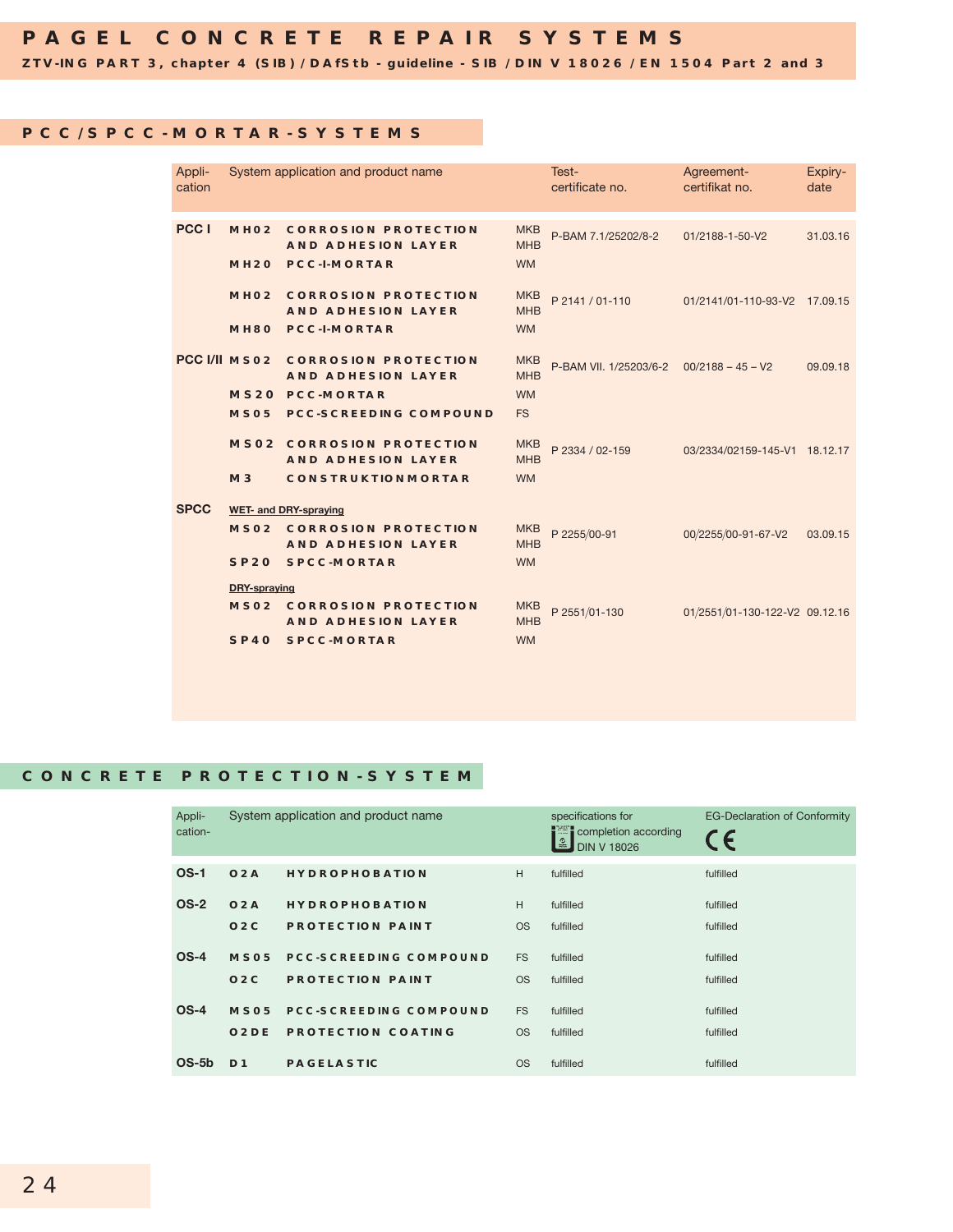# PAGEL CONCRETE REPAIR SYSTEMS

**ZTV-ING PART 3, chapter 4 (SIB) / DAfStb - guideline - SIB / DIN V 18026 / EN 1504 Part 2 and 3**

## PCC/SPCC-MORTAR-SYSTEMS

| Application | System application and product name | | | Test-certificate no. | Agreement-certifikat no. | Expiry-date |
|---|---|---|---|---|---|---|
| PCC I | MH02 | CORROSION PROTECTION AND ADHESION LAYER | MKB MHB | P-BAM 7.1/25202/8-2 | 01/2188-1-50-V2 | 31.03.16 |
| | MH20 | PCC-I-MORTAR | WM | | | |
| | MH02 | CORROSION PROTECTION AND ADHESION LAYER | MKB MHB | P 2141 / 01-110 | 01/2141/01-110-93-V2 | 17.09.15 |
| | MH80 | PCC-I-MORTAR | WM | | | |
| PCC I/II | MS02 | CORROSION PROTECTION AND ADHESION LAYER | MKB MHB | P-BAM VII. 1/25203/6-2 | 00/2188 – 45 – V2 | 09.09.18 |
| | MS20 | PCC-MORTAR | WM | | | |
| | MS05 | PCC-SCREEDING COMPOUND | FS | | | |
| | MS02 | CORROSION PROTECTION AND ADHESION LAYER | MKB MHB | P 2334 / 02-159 | 03/2334/02159-145-V1 | 18.12.17 |
| | M3 | CONSTRUKTIONMORTAR | WM | | | |
| SPCC | WET- and DRY-spraying | | | | | |
| | MS02 | CORROSION PROTECTION AND ADHESION LAYER | MKB MHB | P 2255/00-91 | 00/2255/00-91-67-V2 | 03.09.15 |
| | SP20 | SPCC-MORTAR | WM | | | |
| | DRY-spraying | | | | | |
| | MS02 | CORROSION PROTECTION AND ADHESION LAYER | MKB MHB | P 2551/01-130 | 01/2551/01-130-122-V2 | 09.12.16 |
| | SP40 | SPCC-MORTAR | WM | | | |

## CONCRETE PROTECTION-SYSTEM

| Application- | System application and product name | | | specifications for completion according DIN V 18026 | EG-Declaration of Conformity CE |
|---|---|---|---|---|---|
| OS-1 | O2A | HYDROPHOBATION | H | fulfilled | fulfilled |
| OS-2 | O2A | HYDROPHOBATION | H | fulfilled | fulfilled |
| | O2C | PROTECTION PAINT | OS | fulfilled | fulfilled |
| OS-4 | MS05 | PCC-SCREEDING COMPOUND | FS | fulfilled | fulfilled |
| | O2C | PROTECTION PAINT | OS | fulfilled | fulfilled |
| OS-4 | MS05 | PCC-SCREEDING COMPOUND | FS | fulfilled | fulfilled |
| | O2DE | PROTECTION COATING | OS | fulfilled | fulfilled |
| OS-5b | D1 | PAGELASTIC | OS | fulfilled | fulfilled |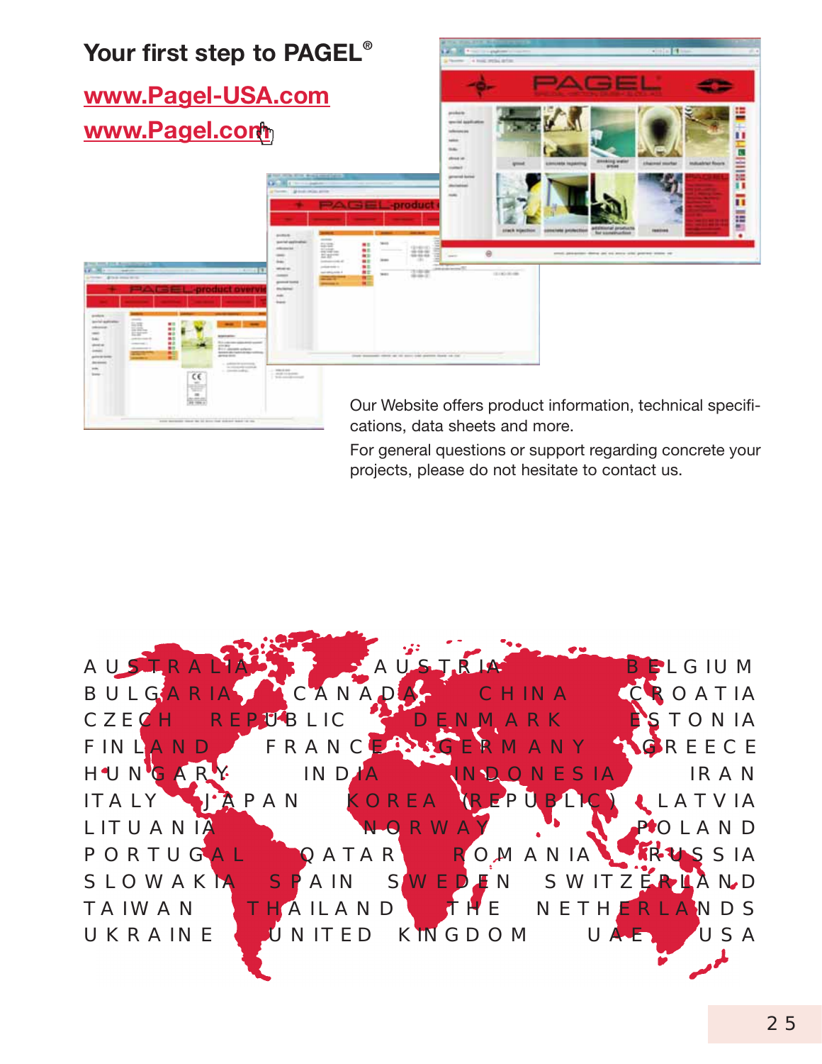## Your first step to PAGEL®

www.Pagel-USA.com

www.Pagel.com

Our Website offers product information, technical specifications, data sheets and more.

For general questions or support regarding concrete your projects, please do not hesitate to contact us.

AUSTRALIA AUSTRIA BELGIUM
BULGARIA CANADA CHINA CROATIA
CZECH REPUBLIC DENMARK ESTONIA
FINLAND FRANCE GERMANY GREECE
HUNGARY INDIA INDONESIA IRAN
ITALY JAPAN KOREA (REPUBLIC) LATVIA
LITUANIA NORWAY POLAND
PORTUGAL QATAR ROMANIA RUSSIA
SLOWAKIA SPAIN SWEDEN SWITZERLAND
TAIWAN THAILAND THE NETHERLANDS
UKRAINE UNITED KINGDOM UAE USA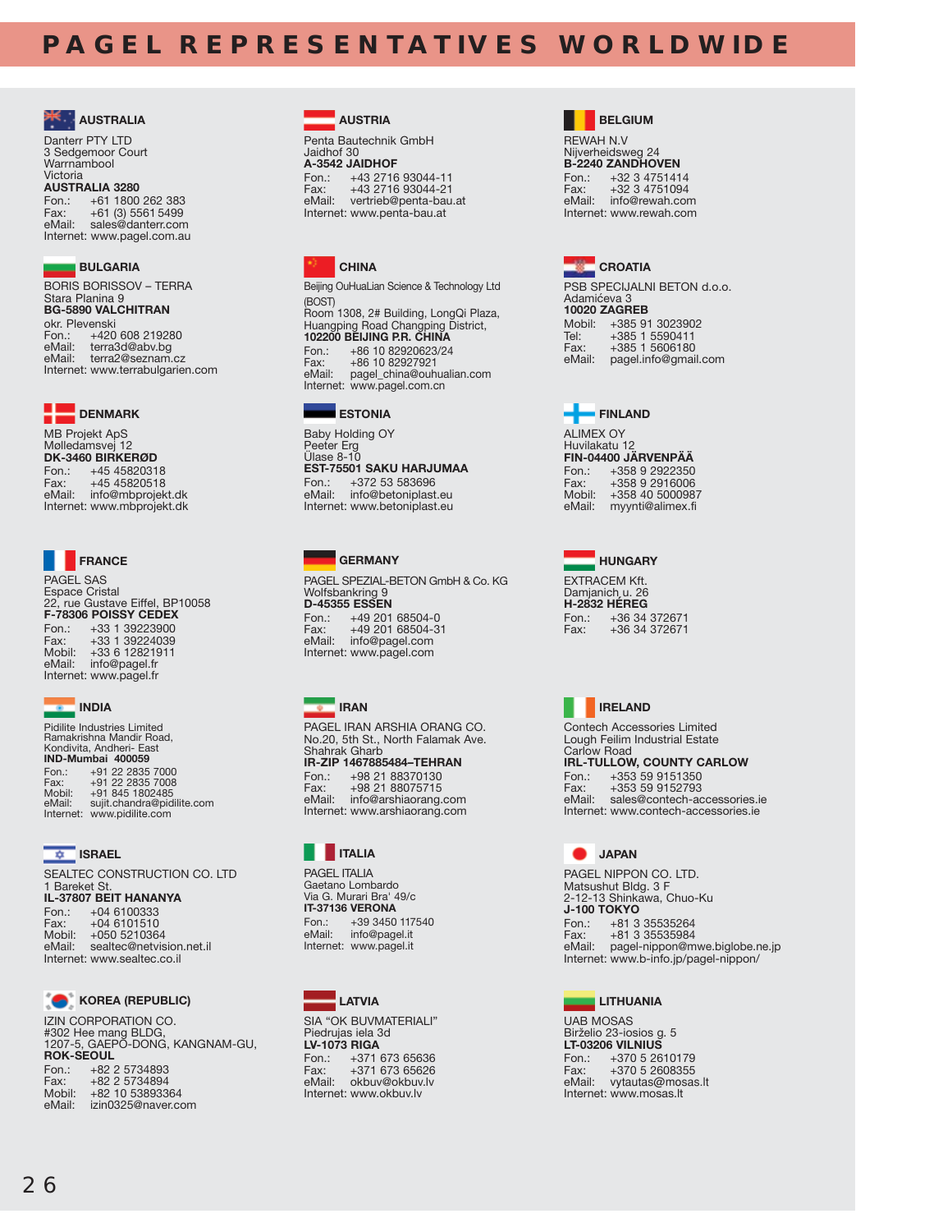# PAGEL REPRESENTATIVES WORLDWIDE

### AUSTRALIA

Danterr PTY LTD
3 Sedgemoor Court
Warrnambool
Victoria
**AUSTRALIA 3280**
Fon.: +61 1800 262 383
Fax: +61 (3) 5561 5499
eMail: sales@danterr.com
Internet: www.pagel.com.au

### AUSTRIA

Penta Bautechnik GmbH
Jaidhof 30
**A-3542 JAIDHOF**
Fon.: +43 2716 93044-11
Fax: +43 2716 93044-21
eMail: vertrieb@penta-bau.at
Internet: www.penta-bau.at

### BELGIUM

REWAH N.V
Nijverheidsweg 24
**B-2240 ZANDHOVEN**
Fon.: +32 3 4751414
Fax: +32 3 4751094
eMail: info@rewah.com
Internet: www.rewah.com

### BULGARIA

BORIS BORISSOV – TERRA
Stara Planina 9
**BG-5890 VALCHITRAN**
okr. Plevenski
Fon.: +420 608 219280
eMail: terra3d@abv.bg
eMail: terra2@seznam.cz
Internet: www.terrabulgarien.com

### CHINA

Beijing OuHuaLian Science & Technology Ltd
(BOST)
Room 1308, 2# Building, LongQi Plaza,
Huangping Road Changping District,
**102200 BEIJING P.R. CHINA**
Fon.: +86 10 82920623/24
Fax: +86 10 82927921
eMail: pagel_china@ouhualian.com
Internet: www.pagel.com.cn

### CROATIA

PSB SPECIJALNI BETON d.o.o.
Adamićeva 3
**10020 ZAGREB**
Mobil: +385 91 3023902
Tel: +385 1 5590411
Fax: +385 1 5606180
eMail: pagel.info@gmail.com

### DENMARK

MB Projekt ApS
Mølledamsvej 12
**DK-3460 BIRKERØD**
Fon.: +45 45820318
Fax: +45 45820518
eMail: info@mbprojekt.dk
Internet: www.mbprojekt.dk

### ESTONIA

Baby Holding OY
Peeter Erg
Ülase 8-10
**EST-75501 SAKU HARJUMAA**
Fon.: +372 53 583696
eMail: info@betoniplast.eu
Internet: www.betoniplast.eu

### FINLAND

ALIMEX OY
Huvilakatu 12
**FIN-04400 JÄRVENPÄÄ**
Fon.: +358 9 2922350
Fax: +358 9 2916006
Mobil: +358 40 5000987
eMail: myynti@alimex.fi

### FRANCE

PAGEL SAS
Espace Cristal
22, rue Gustave Eiffel, BP10058
**F-78306 POISSY CEDEX**
Fon.: +33 1 39223900
Fax: +33 1 39224039
Mobil: +33 6 12821911
eMail: info@pagel.fr
Internet: www.pagel.fr

### GERMANY

PAGEL SPEZIAL-BETON GmbH & Co. KG
Wolfsbankring 9
**D-45355 ESSEN**
Fon.: +49 201 68504-0
Fax: +49 201 68504-31
eMail: info@pagel.com
Internet: www.pagel.com

### HUNGARY

EXTRACEM Kft.
Damjanich u. 26
**H-2832 HÉREG**
Fon.: +36 34 372671
Fax: +36 34 372671

### INDIA

Pidilite Industries Limited
Ramakrishna Mandir Road,
Kondivita, Andheri- East
**IND-Mumbai 400059**
Fon.: +91 22 2835 7000
Fax: +91 22 2835 7008
Mobil: +91 845 1802485
eMail: sujit.chandra@pidilite.com
Internet: www.pidilite.com

### IRAN

PAGEL IRAN ARSHIA ORANG CO.
No.20, 5th St., North Falamak Ave.
Shahrak Gharb
**IR-ZIP 1467885484–TEHRAN**
Fon.: +98 21 88370130
Fax: +98 21 88075715
eMail: info@arshiaorang.com
Internet: www.arshiaorang.com

### IRELAND

Contech Accessories Limited
Lough Feilim Industrial Estate
Carlow Road
**IRL-TULLOW, COUNTY CARLOW**
Fon.: +353 59 9151350
Fax: +353 59 9152793
eMail: sales@contech-accessories.ie
Internet: www.contech-accessories.ie

### ISRAEL

SEALTEC CONSTRUCTION CO. LTD
1 Bareket St.
**IL-37807 BEIT HANANYA**
Fon.: +04 6100333
Fax: +04 6101510
Mobil: +050 5210364
eMail: sealtec@netvision.net.il
Internet: www.sealtec.co.il

### ITALIA

PAGEL ITALIA
Gaetano Lombardo
Via G. Murari Bra' 49/c
**IT-37136 VERONA**
Fon.: +39 3450 117540
eMail: info@pagel.it
Internet: www.pagel.it

### JAPAN

PAGEL NIPPON CO. LTD.
Matsushut Bldg. 3 F
2-12-13 Shinkawa, Chuo-Ku
**J-100 TOKYO**
Fon.: +81 3 35535264
Fax: +81 3 35535984
eMail: pagel-nippon@mwe.biglobe.ne.jp
Internet: www.b-info.jp/pagel-nippon/

### KOREA (REPUBLIC)

IZIN CORPORATION CO.
#302 Hee mang BLDG,
1207-5, GAEPO-DONG, KANGNAM-GU,
**ROK-SEOUL**
Fon.: +82 2 5734893
Fax: +82 2 5734894
Mobil: +82 10 53893364
eMail: izin0325@naver.com

### LATVIA

SIA "OK BUVMATERIALI"
Piedrujas iela 3d
**LV-1073 RIGA**
Fon.: +371 673 65636
Fax: +371 673 65626
eMail: okbuv@okbuv.lv
Internet: www.okbuv.lv

### LITHUANIA

UAB MOSAS
Birželio 23-iosios g. 5
**LT-03206 VILNIUS**
Fon.: +370 5 2610179
Fax: +370 5 2608355
eMail: vytautas@mosas.lt
Internet: www.mosas.lt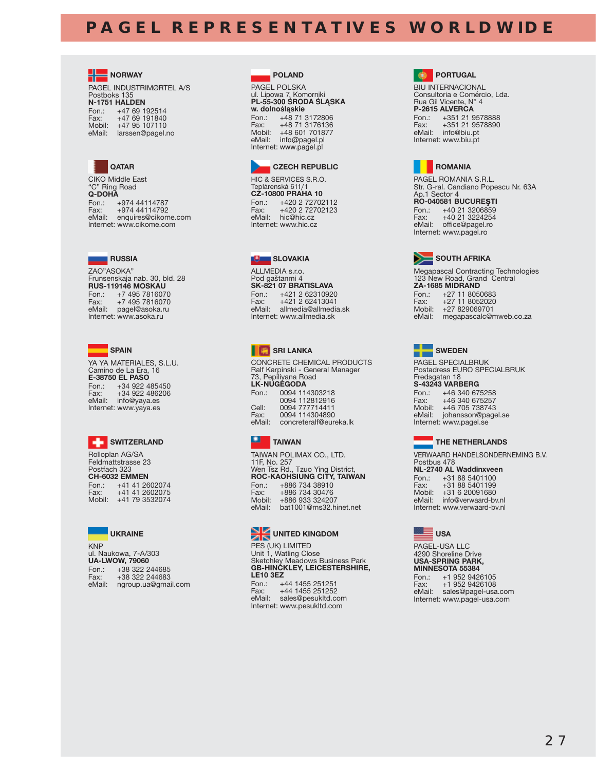# PAGEL REPRESENTATIVES WORLDWIDE

### NORWAY

PAGEL INDUSTRIMØRTEL A/S
Postboks 135
**N-1751 HALDEN**
Fon.: +47 69 192514
Fax: +47 69 191840
Mobil: +47 95 107110
eMail: larssen@pagel.no

### POLAND

PAGEL POLSKA
ul. Lipowa 7, Komorniki
**PL-55-300 ŚRODA ŚLĄSKA**
**w. dolnośląskie**
Fon.: +48 71 3172806
Fax: +48 71 3176136
Mobil: +48 601 701877
eMail: info@pagel.pl
Internet: www.pagel.pl

### PORTUGAL

BIU INTERNACIONAL
Consultoria e Comércio, Lda.
Rua Gil Vicente, N° 4
**P-2615 ALVERCA**
Fon.: +351 21 9578888
Fax: +351 21 9578890
eMail: info@biu.pt
Internet: www.biu.pt

### QATAR

CIKO Middle East
"C" Ring Road
**Q-DOHA**
Fon.: +974 44114787
Fax: +974 44114792
eMail: enquires@cikome.com
Internet: www.cikome.com

### CZECH REPUBLIC

HIC & SERVICES S.R.O.
Teplárenská 611/1
**CZ-10800 PRAHA 10**
Fon.: +420 2 72702112
Fax: +420 2 72702123
eMail: hic@hic.cz
Internet: www.hic.cz

### ROMANIA

PAGEL ROMANIA S.R.L.
Str. G-ral. Candiano Popescu Nr. 63A
Ap.1 Sector 4
**RO-040581 BUCUREŞTI**
Fon.: +40 21 3206859
Fax: +40 21 3224254
eMail: office@pagel.ro
Internet: www.pagel.ro

### RUSSIA

ZAO"ASOKA"
Frunsenskaja nab. 30, bld. 28
**RUS-119146 MOSKAU**
Fon.: +7 495 7816070
Fax: +7 495 7816070
eMail: pagel@asoka.ru
Internet: www.asoka.ru

### SLOVAKIA

ALLMEDIA s.r.o.
Pod gaštanmi 4
**SK-821 07 BRATISLAVA**
Fon.: +421 2 62310920
Fax: +421 2 62413041
eMail: allmedia@allmedia.sk
Internet: www.allmedia.sk

### SOUTH AFRIKA

Megapascal Contracting Technologies
123 New Road, Grand Central
**ZA-1685 MIDRAND**
Fon.: +27 11 8050683
Fax: +27 11 8052020
Mobil: +27 829069701
eMail: megapascalc@mweb.co.za

### SPAIN

YA YA MATERIALES, S.L.U.
Camino de La Era, 16
**E-38750 EL PASO**
Fon.: +34 922 485450
Fax: +34 922 486206
eMail: info@yaya.es
Internet: www.yaya.es

### SRI LANKA

CONCRETE CHEMICAL PRODUCTS
Ralf Karpinski - General Manager
73, Pepiliyana Road
**LK-NUGEGODA**
Fon.: 0094 114303218
0094 112812916
Cell: 0094 777714411
Fax: 0094 114304890
eMail: concreteralf@eureka.lk

### SWEDEN

PAGEL SPECIALBRUK
Postadress EURO SPECIALBRUK
Fredsgatan 18
**S-43243 VARBERG**
Fon.: +46 340 675258
Fax: +46 340 675257
Mobil: +46 705 738743
eMail: johansson@pagel.se
Internet: www.pagel.se

### SWITZERLAND

Rolloplan AG/SA
Feldmattstrasse 23
Postfach 323
**CH-6032 EMMEN**
Fon.: +41 41 2602074
Fax: +41 41 2602075
Mobil: +41 79 3532074

### TAIWAN

TAIWAN POLIMAX CO., LTD.
11F, No. 257
Wen Tsz Rd., Tzuo Ying District,
**ROC-KAOHSIUNG CITY, TAIWAN**
Fon.: +886 734 38910
Fax: +886 734 30476
Mobil: +886 933 324207
eMail: bat1001@ms32.hinet.net

### THE NETHERLANDS

VERWAARD HANDELSONDERNEMING B.V.
Postbus 478
**NL-2740 AL Waddinxveen**
Fon.: +31 88 5401100
Fax: +31 88 5401199
Mobil: +31 6 20091680
eMail: info@verwaard-bv.nl
Internet: www.verwaard-bv.nl

### UKRAINE

KNP
ul. Naukowa, 7-A/303
**UA-LWOW, 79060**
Fon.: +38 322 244685
Fax: +38 322 244683
eMail: ngroup.ua@gmail.com

### UNITED KINGDOM

PES (UK) LIMITED
Unit 1, Watling Close
Sketchley Meadows Business Park
**GB-HINCKLEY, LEICESTERSHIRE,**
**LE10 3EZ**
Fon.: +44 1455 251251
Fax: +44 1455 251252
eMail: sales@pesukltd.com
Internet: www.pesukltd.com

### USA

PAGEL-USA LLC
4290 Shoreline Drive
**USA-SPRING PARK,**
**MINNESOTA 55384**
Fon.: +1 952 9426105
Fax: +1 952 9426108
eMail: sales@pagel-usa.com
Internet: www.pagel-usa.com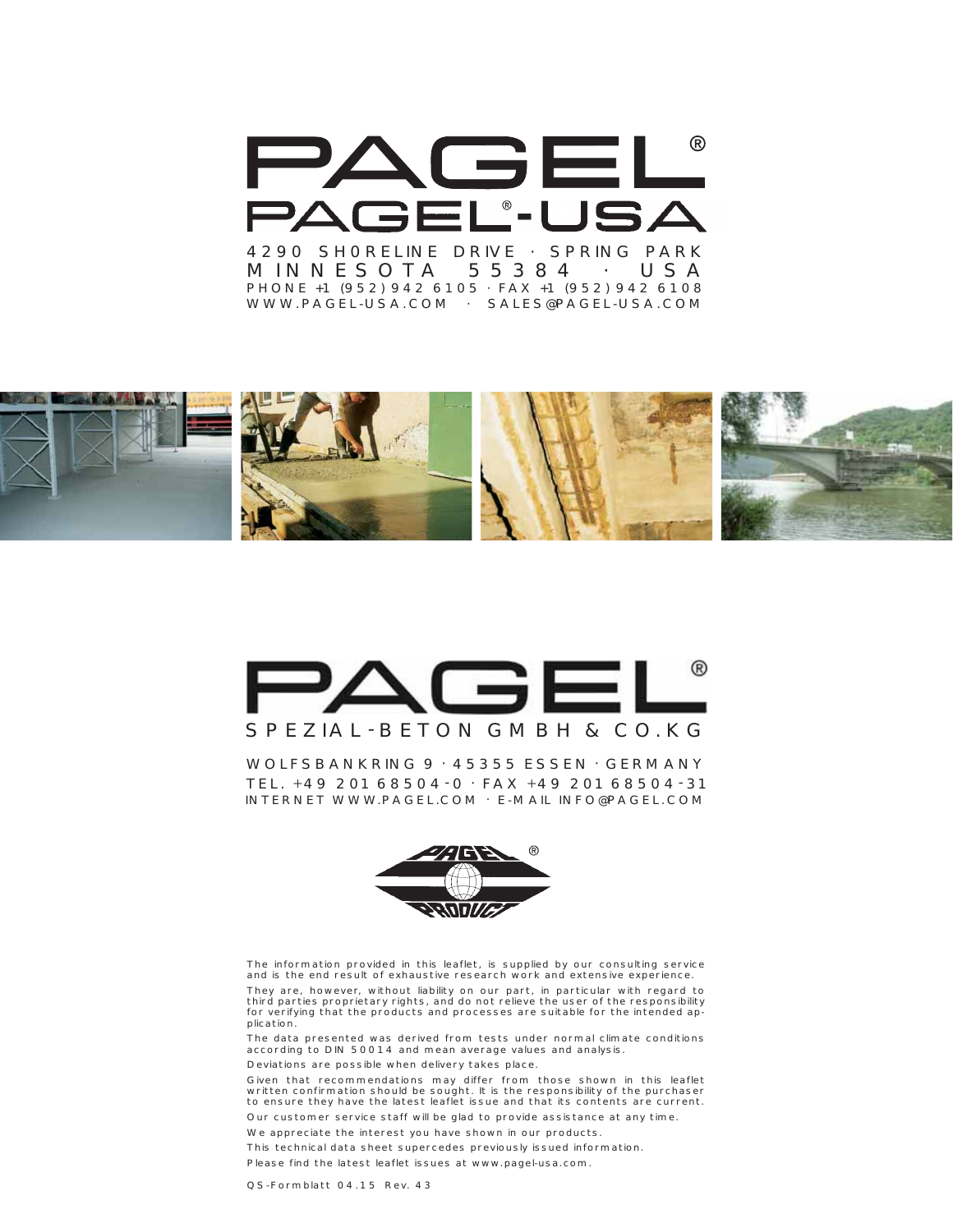# PAGEL®

## PAGEL®-USA

4290 SH0RELINE DRIVE · SPRING PARK
MINNESOTA 55384 · USA
PHONE +1 (952) 942 6105 · FAX +1 (952) 942 6108
WWW.PAGEL-USA.COM · SALES@PAGEL-USA.COM

# PAGEL®

SPEZIAL-BETON GMBH & CO.KG

WOLFSBANKRING 9 · 45355 ESSEN · GERMANY
TEL. +49 201 68504-0 · FAX +49 201 68504-31
INTERNET WWW.PAGEL.COM · E-MAIL INFO@PAGEL.COM

PAGEL® PRODUCT

The information provided in this leaflet, is supplied by our consulting service and is the end result of exhaustive research work and extensive experience.

They are, however, without liability on our part, in particular with regard to third parties proprietary rights, and do not relieve the user of the responsibility for verifying that the products and processes are suitable for the intended application.

The data presented was derived from tests under normal climate conditions according to DIN 50014 and mean average values and analysis.

Deviations are possible when delivery takes place.

Given that recommendations may differ from those shown in this leaflet written confirmation should be sought. It is the responsibility of the purchaser to ensure they have the latest leaflet issue and that its contents are current.

Our customer service staff will be glad to provide assistance at any time.

We appreciate the interest you have shown in our products.

This technical data sheet supercedes previously issued information.

Please find the latest leaflet issues at www.pagel-usa.com.

QS-Formblatt 04.15 Rev. 43